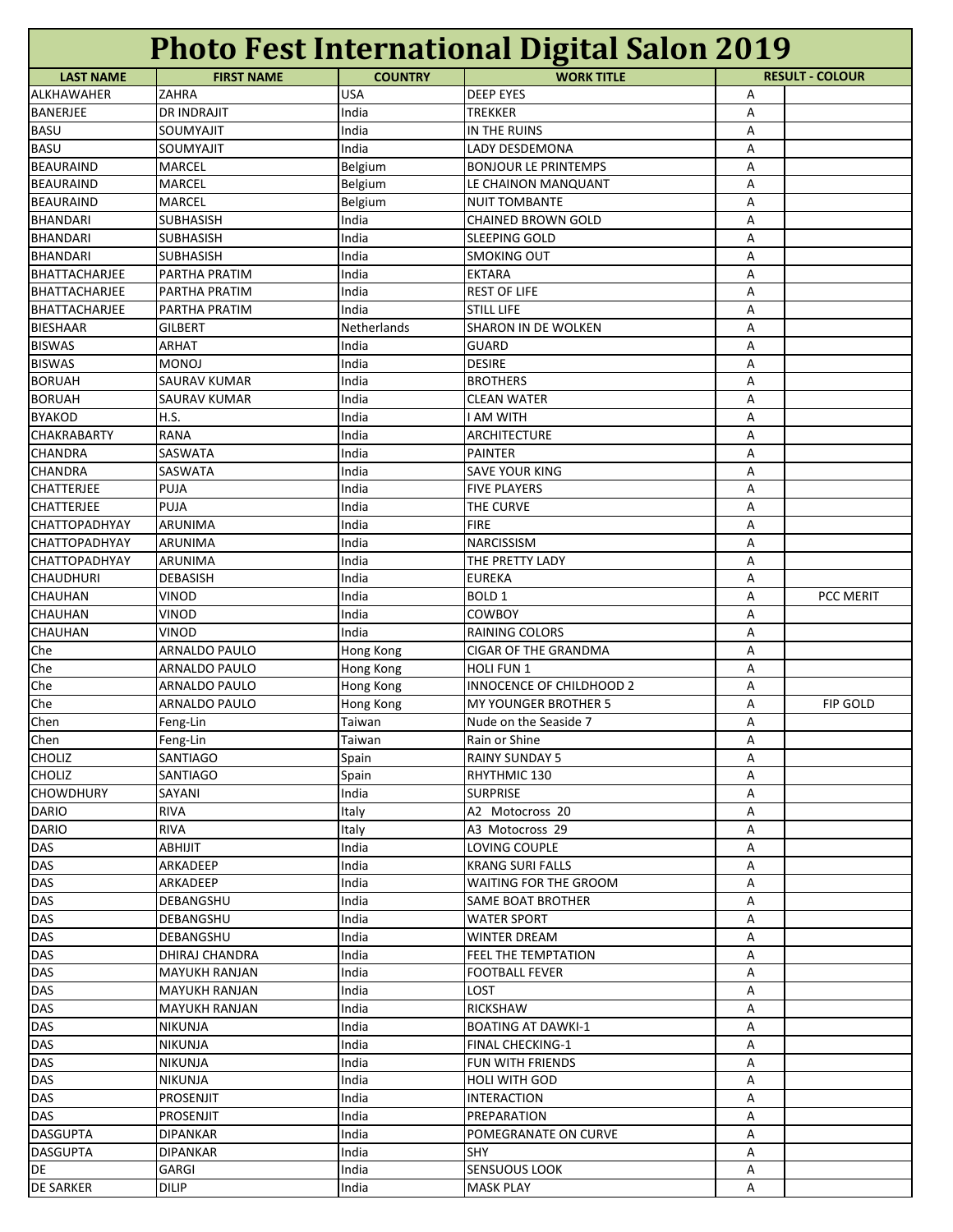# Photo Fest International Digital Salon 2019

| LAST NAME | FIRST NAME | COUNTRY | WORK TITLE | RESULT - COLOUR | |
|---|---|---|---|---|---|
| ALKHAWAHER | ZAHRA | USA | DEEP EYES | A | |
| BANERJEE | DR INDRAJIT | India | TREKKER | A | |
| BASU | SOUMYAJIT | India | IN THE RUINS | A | |
| BASU | SOUMYAJIT | India | LADY DESDEMONA | A | |
| BEAURAIND | MARCEL | Belgium | BONJOUR LE PRINTEMPS | A | |
| BEAURAIND | MARCEL | Belgium | LE CHAINON MANQUANT | A | |
| BEAURAIND | MARCEL | Belgium | NUIT TOMBANTE | A | |
| BHANDARI | SUBHASISH | India | CHAINED BROWN GOLD | A | |
| BHANDARI | SUBHASISH | India | SLEEPING GOLD | A | |
| BHANDARI | SUBHASISH | India | SMOKING OUT | A | |
| BHATTACHARJEE | PARTHA PRATIM | India | EKTARA | A | |
| BHATTACHARJEE | PARTHA PRATIM | India | REST OF LIFE | A | |
| BHATTACHARJEE | PARTHA PRATIM | India | STILL LIFE | A | |
| BIESHAAR | GILBERT | Netherlands | SHARON IN DE WOLKEN | A | |
| BISWAS | ARHAT | India | GUARD | A | |
| BISWAS | MONOJ | India | DESIRE | A | |
| BORUAH | SAURAV KUMAR | India | BROTHERS | A | |
| BORUAH | SAURAV KUMAR | India | CLEAN WATER | A | |
| BYAKOD | H.S. | India | I AM WITH | A | |
| CHAKRABARTY | RANA | India | ARCHITECTURE | A | |
| CHANDRA | SASWATA | India | PAINTER | A | |
| CHANDRA | SASWATA | India | SAVE YOUR KING | A | |
| CHATTERJEE | PUJA | India | FIVE PLAYERS | A | |
| CHATTERJEE | PUJA | India | THE CURVE | A | |
| CHATTOPADHYAY | ARUNIMA | India | FIRE | A | |
| CHATTOPADHYAY | ARUNIMA | India | NARCISSISM | A | |
| CHATTOPADHYAY | ARUNIMA | India | THE PRETTY LADY | A | |
| CHAUDHURI | DEBASISH | India | EUREKA | A | |
| CHAUHAN | VINOD | India | BOLD 1 | A | PCC MERIT |
| CHAUHAN | VINOD | India | COWBOY | A | |
| CHAUHAN | VINOD | India | RAINING COLORS | A | |
| Che | ARNALDO PAULO | Hong Kong | CIGAR OF THE GRANDMA | A | |
| Che | ARNALDO PAULO | Hong Kong | HOLI FUN 1 | A | |
| Che | ARNALDO PAULO | Hong Kong | INNOCENCE OF CHILDHOOD 2 | A | |
| Che | ARNALDO PAULO | Hong Kong | MY YOUNGER BROTHER 5 | A | FIP GOLD |
| Chen | Feng-Lin | Taiwan | Nude on the Seaside 7 | A | |
| Chen | Feng-Lin | Taiwan | Rain or Shine | A | |
| CHOLIZ | SANTIAGO | Spain | RAINY SUNDAY 5 | A | |
| CHOLIZ | SANTIAGO | Spain | RHYTHMIC 130 | A | |
| CHOWDHURY | SAYANI | India | SURPRISE | A | |
| DARIO | RIVA | Italy | A2 Motocross 20 | A | |
| DARIO | RIVA | Italy | A3 Motocross 29 | A | |
| DAS | ABHIJIT | India | LOVING COUPLE | A | |
| DAS | ARKADEEP | India | KRANG SURI FALLS | A | |
| DAS | ARKADEEP | India | WAITING FOR THE GROOM | A | |
| DAS | DEBANGSHU | India | SAME BOAT BROTHER | A | |
| DAS | DEBANGSHU | India | WATER SPORT | A | |
| DAS | DEBANGSHU | India | WINTER DREAM | A | |
| DAS | DHIRAJ CHANDRA | India | FEEL THE TEMPTATION | A | |
| DAS | MAYUKH RANJAN | India | FOOTBALL FEVER | A | |
| DAS | MAYUKH RANJAN | India | LOST | A | |
| DAS | MAYUKH RANJAN | India | RICKSHAW | A | |
| DAS | NIKUNJA | India | BOATING AT DAWKI-1 | A | |
| DAS | NIKUNJA | India | FINAL CHECKING-1 | A | |
| DAS | NIKUNJA | India | FUN WITH FRIENDS | A | |
| DAS | NIKUNJA | India | HOLI WITH GOD | A | |
| DAS | PROSENJIT | India | INTERACTION | A | |
| DAS | PROSENJIT | India | PREPARATION | A | |
| DASGUPTA | DIPANKAR | India | POMEGRANATE ON CURVE | A | |
| DASGUPTA | DIPANKAR | India | SHY | A | |
| DE | GARGI | India | SENSUOUS LOOK | A | |
| DE SARKER | DILIP | India | MASK PLAY | A | |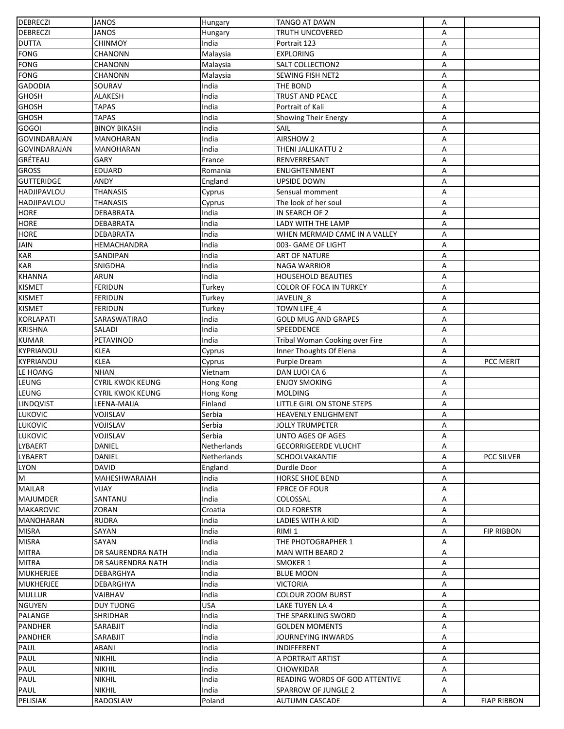| DEBRECZI | JANOS | Hungary | TANGO AT DAWN | A | |
|---|---|---|---|---|---|
| DEBRECZI | JANOS | Hungary | TRUTH UNCOVERED | A | |
| DUTTA | CHINMOY | India | Portrait 123 | A | |
| FONG | CHANONN | Malaysia | EXPLORING | A | |
| FONG | CHANONN | Malaysia | SALT COLLECTION2 | A | |
| FONG | CHANONN | Malaysia | SEWING FISH NET2 | A | |
| GADODIA | SOURAV | India | THE BOND | A | |
| GHOSH | ALAKESH | India | TRUST AND PEACE | A | |
| GHOSH | TAPAS | India | Portrait of Kali | A | |
| GHOSH | TAPAS | India | Showing Their Energy | A | |
| GOGOI | BINOY BIKASH | India | SAIL | A | |
| GOVINDARAJAN | MANOHARAN | India | AIRSHOW 2 | A | |
| GOVINDARAJAN | MANOHARAN | India | THENI JALLIKATTU 2 | A | |
| GRÉTEAU | GARY | France | RENVERRESANT | A | |
| GROSS | EDUARD | Romania | ENLIGHTENMENT | A | |
| GUTTERIDGE | ANDY | England | UPSIDE DOWN | A | |
| HADJIPAVLOU | THANASIS | Cyprus | Sensual momment | A | |
| HADJIPAVLOU | THANASIS | Cyprus | The look of her soul | A | |
| HORE | DEBABRATA | India | IN SEARCH OF 2 | A | |
| HORE | DEBABRATA | India | LADY WITH THE LAMP | A | |
| HORE | DEBABRATA | India | WHEN MERMAID CAME IN A VALLEY | A | |
| JAIN | HEMACHANDRA | India | 003- GAME OF LIGHT | A | |
| KAR | SANDIPAN | India | ART OF NATURE | A | |
| KAR | SNIGDHA | India | NAGA WARRIOR | A | |
| KHANNA | ARUN | India | HOUSEHOLD BEAUTIES | A | |
| KISMET | FERIDUN | Turkey | COLOR OF FOCA IN TURKEY | A | |
| KISMET | FERIDUN | Turkey | JAVELIN_8 | A | |
| KISMET | FERIDUN | Turkey | TOWN LIFE_4 | A | |
| KORLAPATI | SARASWATIRAO | India | GOLD MUG AND GRAPES | A | |
| KRISHNA | SALADI | India | SPEEDDENCE | A | |
| KUMAR | PETAVINOD | India | Tribal Woman Cooking over Fire | A | |
| KYPRIANOU | KLEA | Cyprus | Inner Thoughts Of Elena | A | |
| KYPRIANOU | KLEA | Cyprus | Purple Dream | A | PCC MERIT |
| LE HOANG | NHAN | Vietnam | DAN LUOI CA 6 | A | |
| LEUNG | CYRIL KWOK KEUNG | Hong Kong | ENJOY SMOKING | A | |
| LEUNG | CYRIL KWOK KEUNG | Hong Kong | MOLDING | A | |
| LINDQVIST | LEENA-MAIJA | Finland | LITTLE GIRL ON STONE STEPS | A | |
| LUKOVIC | VOJISLAV | Serbia | HEAVENLY ENLIGHMENT | A | |
| LUKOVIC | VOJISLAV | Serbia | JOLLY TRUMPETER | A | |
| LUKOVIC | VOJISLAV | Serbia | UNTO AGES OF AGES | A | |
| LYBAERT | DANIEL | Netherlands | GECORRIGEERDE VLUCHT | A | |
| LYBAERT | DANIEL | Netherlands | SCHOOLVAKANTIE | A | PCC SILVER |
| LYON | DAVID | England | Durdle Door | A | |
| M | MAHESHWARAIAH | India | HORSE SHOE BEND | A | |
| MAILAR | VIJAY | India | FPRCE OF FOUR | A | |
| MAJUMDER | SANTANU | India | COLOSSAL | A | |
| MAKAROVIC | ZORAN | Croatia | OLD FORESTR | A | |
| MANOHARAN | RUDRA | India | LADIES WITH A KID | A | |
| MISRA | SAYAN | India | RIMI 1 | A | FIP RIBBON |
| MISRA | SAYAN | India | THE PHOTOGRAPHER 1 | A | |
| MITRA | DR SAURENDRA NATH | India | MAN WITH BEARD 2 | A | |
| MITRA | DR SAURENDRA NATH | India | SMOKER 1 | A | |
| MUKHERJEE | DEBARGHYA | India | BLUE MOON | A | |
| MUKHERJEE | DEBARGHYA | India | VICTORIA | A | |
| MULLUR | VAIBHAV | India | COLOUR ZOOM BURST | A | |
| NGUYEN | DUY TUONG | USA | LAKE TUYEN LA 4 | A | |
| PALANGE | SHRIDHAR | India | THE SPARKLING SWORD | A | |
| PANDHER | SARABJIT | India | GOLDEN MOMENTS | A | |
| PANDHER | SARABJIT | India | JOURNEYING INWARDS | A | |
| PAUL | ABANI | India | INDIFFERENT | A | |
| PAUL | NIKHIL | India | A PORTRAIT ARTIST | A | |
| PAUL | NIKHIL | India | CHOWKIDAR | A | |
| PAUL | NIKHIL | India | READING WORDS OF GOD ATTENTIVE | A | |
| PAUL | NIKHIL | India | SPARROW OF JUNGLE 2 | A | |
| PELISIAK | RADOSLAW | Poland | AUTUMN CASCADE | A | FIAP RIBBON |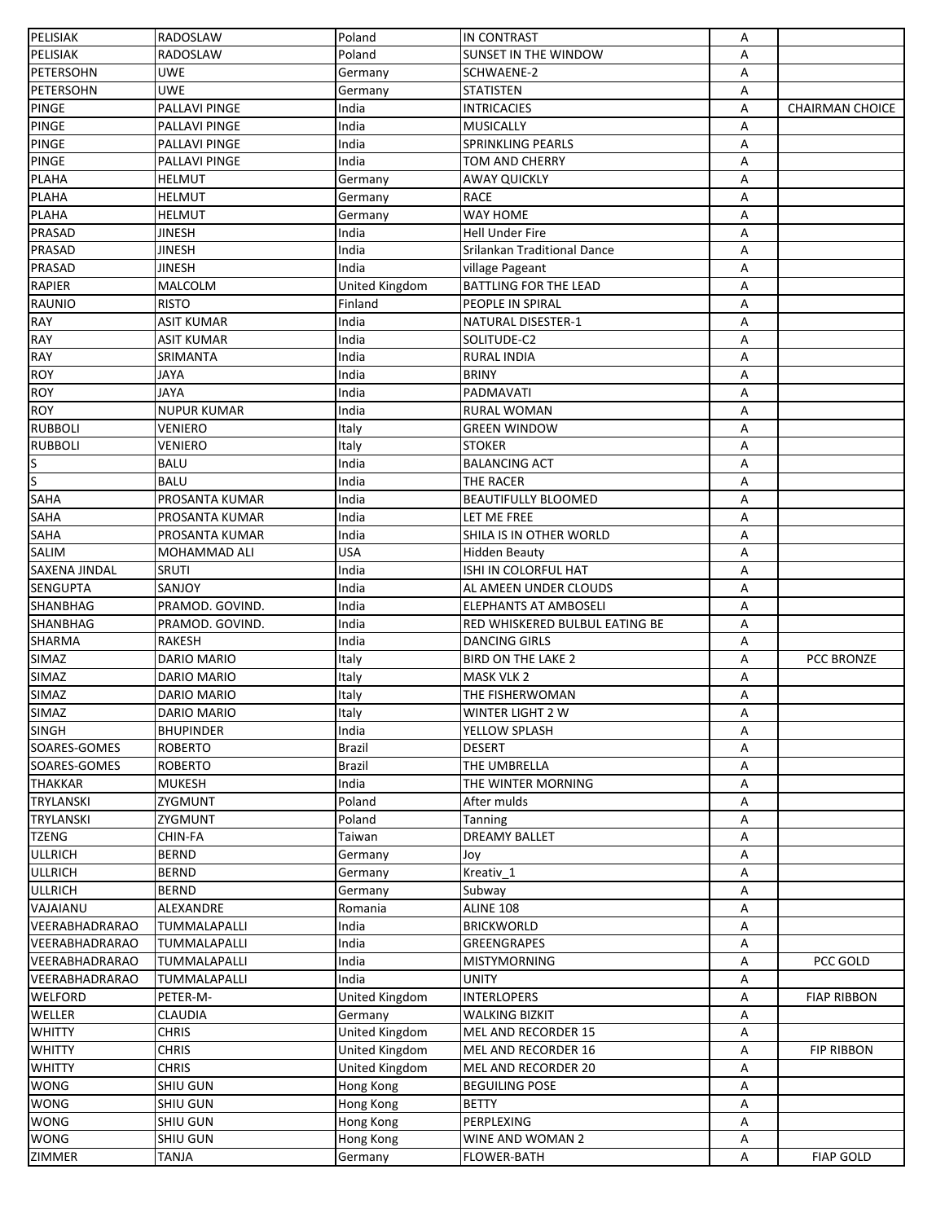| PELISIAK | RADOSLAW | Poland | IN CONTRAST | A | |
|---|---|---|---|---|---|
| PELISIAK | RADOSLAW | Poland | SUNSET IN THE WINDOW | A | |
| PETERSOHN | UWE | Germany | SCHWAENE-2 | A | |
| PETERSOHN | UWE | Germany | STATISTEN | A | |
| PINGE | PALLAVI PINGE | India | INTRICACIES | A | CHAIRMAN CHOICE |
| PINGE | PALLAVI PINGE | India | MUSICALLY | A | |
| PINGE | PALLAVI PINGE | India | SPRINKLING PEARLS | A | |
| PINGE | PALLAVI PINGE | India | TOM AND CHERRY | A | |
| PLAHA | HELMUT | Germany | AWAY QUICKLY | A | |
| PLAHA | HELMUT | Germany | RACE | A | |
| PLAHA | HELMUT | Germany | WAY HOME | A | |
| PRASAD | JINESH | India | Hell Under Fire | A | |
| PRASAD | JINESH | India | Srilankan Traditional Dance | A | |
| PRASAD | JINESH | India | village Pageant | A | |
| RAPIER | MALCOLM | United Kingdom | BATTLING FOR THE LEAD | A | |
| RAUNIO | RISTO | Finland | PEOPLE IN SPIRAL | A | |
| RAY | ASIT KUMAR | India | NATURAL DISESTER-1 | A | |
| RAY | ASIT KUMAR | India | SOLITUDE-C2 | A | |
| RAY | SRIMANTA | India | RURAL INDIA | A | |
| ROY | JAYA | India | BRINY | A | |
| ROY | JAYA | India | PADMAVATI | A | |
| ROY | NUPUR KUMAR | India | RURAL WOMAN | A | |
| RUBBOLI | VENIERO | Italy | GREEN WINDOW | A | |
| RUBBOLI | VENIERO | Italy | STOKER | A | |
| S | BALU | India | BALANCING ACT | A | |
| S | BALU | India | THE RACER | A | |
| SAHA | PROSANTA KUMAR | India | BEAUTIFULLY BLOOMED | A | |
| SAHA | PROSANTA KUMAR | India | LET ME FREE | A | |
| SAHA | PROSANTA KUMAR | India | SHILA IS IN OTHER WORLD | A | |
| SALIM | MOHAMMAD ALI | USA | Hidden Beauty | A | |
| SAXENA JINDAL | SRUTI | India | ISHI IN COLORFUL HAT | A | |
| SENGUPTA | SANJOY | India | AL AMEEN UNDER CLOUDS | A | |
| SHANBHAG | PRAMOD. GOVIND. | India | ELEPHANTS AT AMBOSELI | A | |
| SHANBHAG | PRAMOD. GOVIND. | India | RED WHISKERED BULBUL EATING BE | A | |
| SHARMA | RAKESH | India | DANCING GIRLS | A | |
| SIMAZ | DARIO MARIO | Italy | BIRD ON THE LAKE 2 | A | PCC BRONZE |
| SIMAZ | DARIO MARIO | Italy | MASK VLK 2 | A | |
| SIMAZ | DARIO MARIO | Italy | THE FISHERWOMAN | A | |
| SIMAZ | DARIO MARIO | Italy | WINTER LIGHT 2 W | A | |
| SINGH | BHUPINDER | India | YELLOW SPLASH | A | |
| SOARES-GOMES | ROBERTO | Brazil | DESERT | A | |
| SOARES-GOMES | ROBERTO | Brazil | THE UMBRELLA | A | |
| THAKKAR | MUKESH | India | THE WINTER MORNING | A | |
| TRYLANSKI | ZYGMUNT | Poland | After mulds | A | |
| TRYLANSKI | ZYGMUNT | Poland | Tanning | A | |
| TZENG | CHIN-FA | Taiwan | DREAMY BALLET | A | |
| ULLRICH | BERND | Germany | Joy | A | |
| ULLRICH | BERND | Germany | Kreativ_1 | A | |
| ULLRICH | BERND | Germany | Subway | A | |
| VAJAIANU | ALEXANDRE | Romania | ALINE 108 | A | |
| VEERABHADRARAO | TUMMALAPALLI | India | BRICKWORLD | A | |
| VEERABHADRARAO | TUMMALAPALLI | India | GREENGRAPES | A | |
| VEERABHADRARAO | TUMMALAPALLI | India | MISTYMORNING | A | PCC GOLD |
| VEERABHADRARAO | TUMMALAPALLI | India | UNITY | A | |
| WELFORD | PETER-M- | United Kingdom | INTERLOPERS | A | FIAP RIBBON |
| WELLER | CLAUDIA | Germany | WALKING BIZKIT | A | |
| WHITTY | CHRIS | United Kingdom | MEL AND RECORDER 15 | A | |
| WHITTY | CHRIS | United Kingdom | MEL AND RECORDER 16 | A | FIP RIBBON |
| WHITTY | CHRIS | United Kingdom | MEL AND RECORDER 20 | A | |
| WONG | SHIU GUN | Hong Kong | BEGUILING POSE | A | |
| WONG | SHIU GUN | Hong Kong | BETTY | A | |
| WONG | SHIU GUN | Hong Kong | PERPLEXING | A | |
| WONG | SHIU GUN | Hong Kong | WINE AND WOMAN 2 | A | |
| ZIMMER | TANJA | Germany | FLOWER-BATH | A | FIAP GOLD |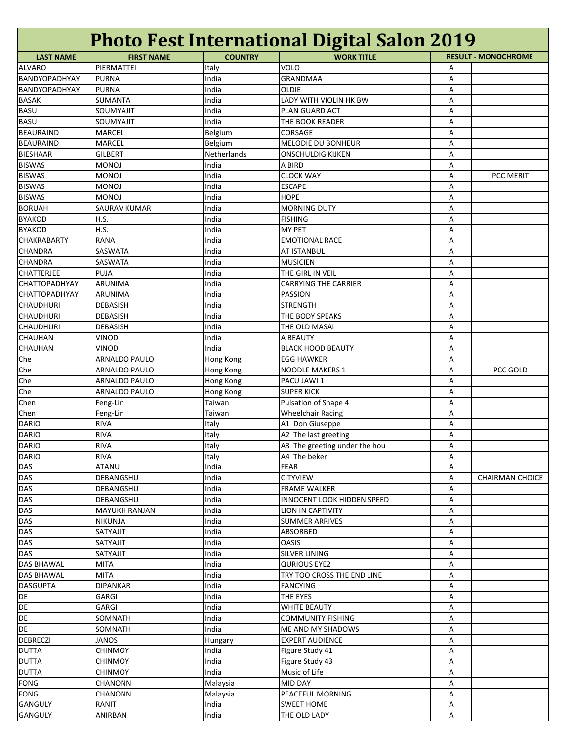# Photo Fest International Digital Salon 2019

| LAST NAME | FIRST NAME | COUNTRY | WORK TITLE | RESULT - MONOCHROME | |
|---|---|---|---|---|---|
| ALVARO | PIERMATTEI | Italy | VOLO | A | |
| BANDYOPADHYAY | PURNA | India | GRANDMAA | A | |
| BANDYOPADHYAY | PURNA | India | OLDIE | A | |
| BASAK | SUMANTA | India | LADY WITH VIOLIN HK BW | A | |
| BASU | SOUMYAJIT | India | PLAN GUARD ACT | A | |
| BASU | SOUMYAJIT | India | THE BOOK READER | A | |
| BEAURAIND | MARCEL | Belgium | CORSAGE | A | |
| BEAURAIND | MARCEL | Belgium | MELODIE DU BONHEUR | A | |
| BIESHAAR | GILBERT | Netherlands | ONSCHULDIG KIJKEN | A | |
| BISWAS | MONOJ | India | A BIRD | A | |
| BISWAS | MONOJ | India | CLOCK WAY | A | PCC MERIT |
| BISWAS | MONOJ | India | ESCAPE | A | |
| BISWAS | MONOJ | India | HOPE | A | |
| BORUAH | SAURAV KUMAR | India | MORNING DUTY | A | |
| BYAKOD | H.S. | India | FISHING | A | |
| BYAKOD | H.S. | India | MY PET | A | |
| CHAKRABARTY | RANA | India | EMOTIONAL RACE | A | |
| CHANDRA | SASWATA | India | AT ISTANBUL | A | |
| CHANDRA | SASWATA | India | MUSICIEN | A | |
| CHATTERJEE | PUJA | India | THE GIRL IN VEIL | A | |
| CHATTOPADHYAY | ARUNIMA | India | CARRYING THE CARRIER | A | |
| CHATTOPADHYAY | ARUNIMA | India | PASSION | A | |
| CHAUDHURI | DEBASISH | India | STRENGTH | A | |
| CHAUDHURI | DEBASISH | India | THE BODY SPEAKS | A | |
| CHAUDHURI | DEBASISH | India | THE OLD MASAI | A | |
| CHAUHAN | VINOD | India | A BEAUTY | A | |
| CHAUHAN | VINOD | India | BLACK HOOD BEAUTY | A | |
| Che | ARNALDO PAULO | Hong Kong | EGG HAWKER | A | |
| Che | ARNALDO PAULO | Hong Kong | NOODLE MAKERS 1 | A | PCC GOLD |
| Che | ARNALDO PAULO | Hong Kong | PACU JAWI 1 | A | |
| Che | ARNALDO PAULO | Hong Kong | SUPER KICK | A | |
| Chen | Feng-Lin | Taiwan | Pulsation of Shape 4 | A | |
| Chen | Feng-Lin | Taiwan | Wheelchair Racing | A | |
| DARIO | RIVA | Italy | A1 Don Giuseppe | A | |
| DARIO | RIVA | Italy | A2 The last greeting | A | |
| DARIO | RIVA | Italy | A3 The greeting under the hou | A | |
| DARIO | RIVA | Italy | A4 The beker | A | |
| DAS | ATANU | India | FEAR | A | |
| DAS | DEBANGSHU | India | CITYVIEW | A | CHAIRMAN CHOICE |
| DAS | DEBANGSHU | India | FRAME WALKER | A | |
| DAS | DEBANGSHU | India | INNOCENT LOOK HIDDEN SPEED | A | |
| DAS | MAYUKH RANJAN | India | LION IN CAPTIVITY | A | |
| DAS | NIKUNJA | India | SUMMER ARRIVES | A | |
| DAS | SATYAJIT | India | ABSORBED | A | |
| DAS | SATYAJIT | India | OASIS | A | |
| DAS | SATYAJIT | India | SILVER LINING | A | |
| DAS BHAWAL | MITA | India | QURIOUS EYE2 | A | |
| DAS BHAWAL | MITA | India | TRY TOO CROSS THE END LINE | A | |
| DASGUPTA | DIPANKAR | India | FANCYING | A | |
| DE | GARGI | India | THE EYES | A | |
| DE | GARGI | India | WHITE BEAUTY | A | |
| DE | SOMNATH | India | COMMUNITY FISHING | A | |
| DE | SOMNATH | India | ME AND MY SHADOWS | A | |
| DEBRECZI | JANOS | Hungary | EXPERT AUDIENCE | A | |
| DUTTA | CHINMOY | India | Figure Study 41 | A | |
| DUTTA | CHINMOY | India | Figure Study 43 | A | |
| DUTTA | CHINMOY | India | Music of Life | A | |
| FONG | CHANONN | Malaysia | MID DAY | A | |
| FONG | CHANONN | Malaysia | PEACEFUL MORNING | A | |
| GANGULY | RANIT | India | SWEET HOME | A | |
| GANGULY | ANIRBAN | India | THE OLD LADY | A | |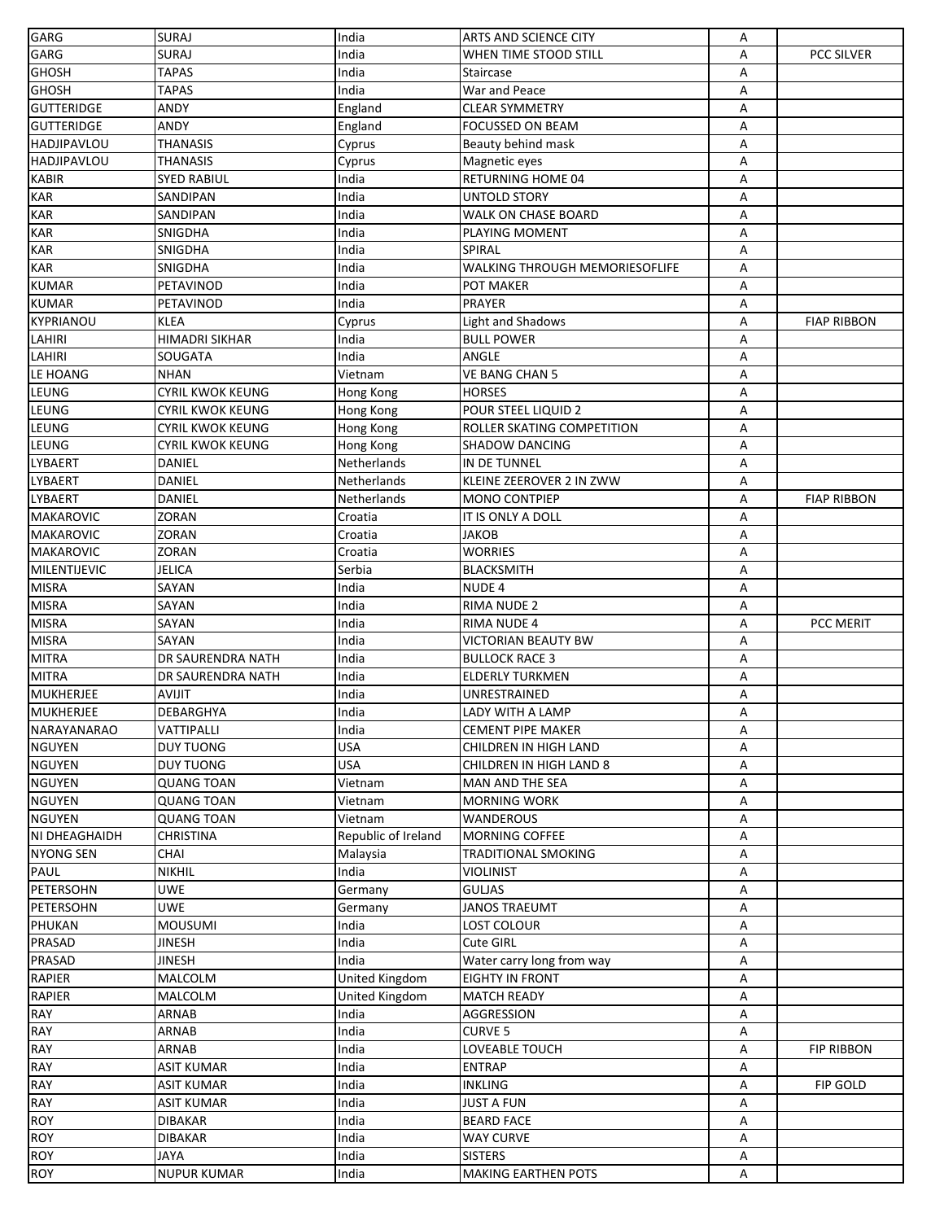| | | | | | |
|---|---|---|---|---|---|
| GARG | SURAJ | India | ARTS AND SCIENCE CITY | A | |
| GARG | SURAJ | India | WHEN TIME STOOD STILL | A | PCC SILVER |
| GHOSH | TAPAS | India | Staircase | A | |
| GHOSH | TAPAS | India | War and Peace | A | |
| GUTTERIDGE | ANDY | England | CLEAR SYMMETRY | A | |
| GUTTERIDGE | ANDY | England | FOCUSSED ON BEAM | A | |
| HADJIPAVLOU | THANASIS | Cyprus | Beauty behind mask | A | |
| HADJIPAVLOU | THANASIS | Cyprus | Magnetic eyes | A | |
| KABIR | SYED RABIUL | India | RETURNING HOME 04 | A | |
| KAR | SANDIPAN | India | UNTOLD STORY | A | |
| KAR | SANDIPAN | India | WALK ON CHASE BOARD | A | |
| KAR | SNIGDHA | India | PLAYING MOMENT | A | |
| KAR | SNIGDHA | India | SPIRAL | A | |
| KAR | SNIGDHA | India | WALKING THROUGH MEMORIESOFLIFE | A | |
| KUMAR | PETAVINOD | India | POT MAKER | A | |
| KUMAR | PETAVINOD | India | PRAYER | A | |
| KYPRIANOU | KLEA | Cyprus | Light and Shadows | A | FIAP RIBBON |
| LAHIRI | HIMADRI SIKHAR | India | BULL POWER | A | |
| LAHIRI | SOUGATA | India | ANGLE | A | |
| LE HOANG | NHAN | Vietnam | VE BANG CHAN 5 | A | |
| LEUNG | CYRIL KWOK KEUNG | Hong Kong | HORSES | A | |
| LEUNG | CYRIL KWOK KEUNG | Hong Kong | POUR STEEL LIQUID 2 | A | |
| LEUNG | CYRIL KWOK KEUNG | Hong Kong | ROLLER SKATING COMPETITION | A | |
| LEUNG | CYRIL KWOK KEUNG | Hong Kong | SHADOW DANCING | A | |
| LYBAERT | DANIEL | Netherlands | IN DE TUNNEL | A | |
| LYBAERT | DANIEL | Netherlands | KLEINE ZEEROVER 2 IN ZWW | A | |
| LYBAERT | DANIEL | Netherlands | MONO CONTPIEP | A | FIAP RIBBON |
| MAKAROVIC | ZORAN | Croatia | IT IS ONLY A DOLL | A | |
| MAKAROVIC | ZORAN | Croatia | JAKOB | A | |
| MAKAROVIC | ZORAN | Croatia | WORRIES | A | |
| MILENTIJEVIC | JELICA | Serbia | BLACKSMITH | A | |
| MISRA | SAYAN | India | NUDE 4 | A | |
| MISRA | SAYAN | India | RIMA NUDE 2 | A | |
| MISRA | SAYAN | India | RIMA NUDE 4 | A | PCC MERIT |
| MISRA | SAYAN | India | VICTORIAN BEAUTY BW | A | |
| MITRA | DR SAURENDRA NATH | India | BULLOCK RACE 3 | A | |
| MITRA | DR SAURENDRA NATH | India | ELDERLY TURKMEN | A | |
| MUKHERJEE | AVIJIT | India | UNRESTRAINED | A | |
| MUKHERJEE | DEBARGHYA | India | LADY WITH A LAMP | A | |
| NARAYANARAO | VATTIPALLI | India | CEMENT PIPE MAKER | A | |
| NGUYEN | DUY TUONG | USA | CHILDREN IN HIGH LAND | A | |
| NGUYEN | DUY TUONG | USA | CHILDREN IN HIGH LAND 8 | A | |
| NGUYEN | QUANG TOAN | Vietnam | MAN AND THE SEA | A | |
| NGUYEN | QUANG TOAN | Vietnam | MORNING WORK | A | |
| NGUYEN | QUANG TOAN | Vietnam | WANDEROUS | A | |
| NI DHEAGHAIDH | CHRISTINA | Republic of Ireland | MORNING COFFEE | A | |
| NYONG SEN | CHAI | Malaysia | TRADITIONAL SMOKING | A | |
| PAUL | NIKHIL | India | VIOLINIST | A | |
| PETERSOHN | UWE | Germany | GULJAS | A | |
| PETERSOHN | UWE | Germany | JANOS TRAEUMT | A | |
| PHUKAN | MOUSUMI | India | LOST COLOUR | A | |
| PRASAD | JINESH | India | Cute GIRL | A | |
| PRASAD | JINESH | India | Water carry long from way | A | |
| RAPIER | MALCOLM | United Kingdom | EIGHTY IN FRONT | A | |
| RAPIER | MALCOLM | United Kingdom | MATCH READY | A | |
| RAY | ARNAB | India | AGGRESSION | A | |
| RAY | ARNAB | India | CURVE 5 | A | |
| RAY | ARNAB | India | LOVEABLE TOUCH | A | FIP RIBBON |
| RAY | ASIT KUMAR | India | ENTRAP | A | |
| RAY | ASIT KUMAR | India | INKLING | A | FIP GOLD |
| RAY | ASIT KUMAR | India | JUST A FUN | A | |
| ROY | DIBAKAR | India | BEARD FACE | A | |
| ROY | DIBAKAR | India | WAY CURVE | A | |
| ROY | JAYA | India | SISTERS | A | |
| ROY | NUPUR KUMAR | India | MAKING EARTHEN POTS | A | |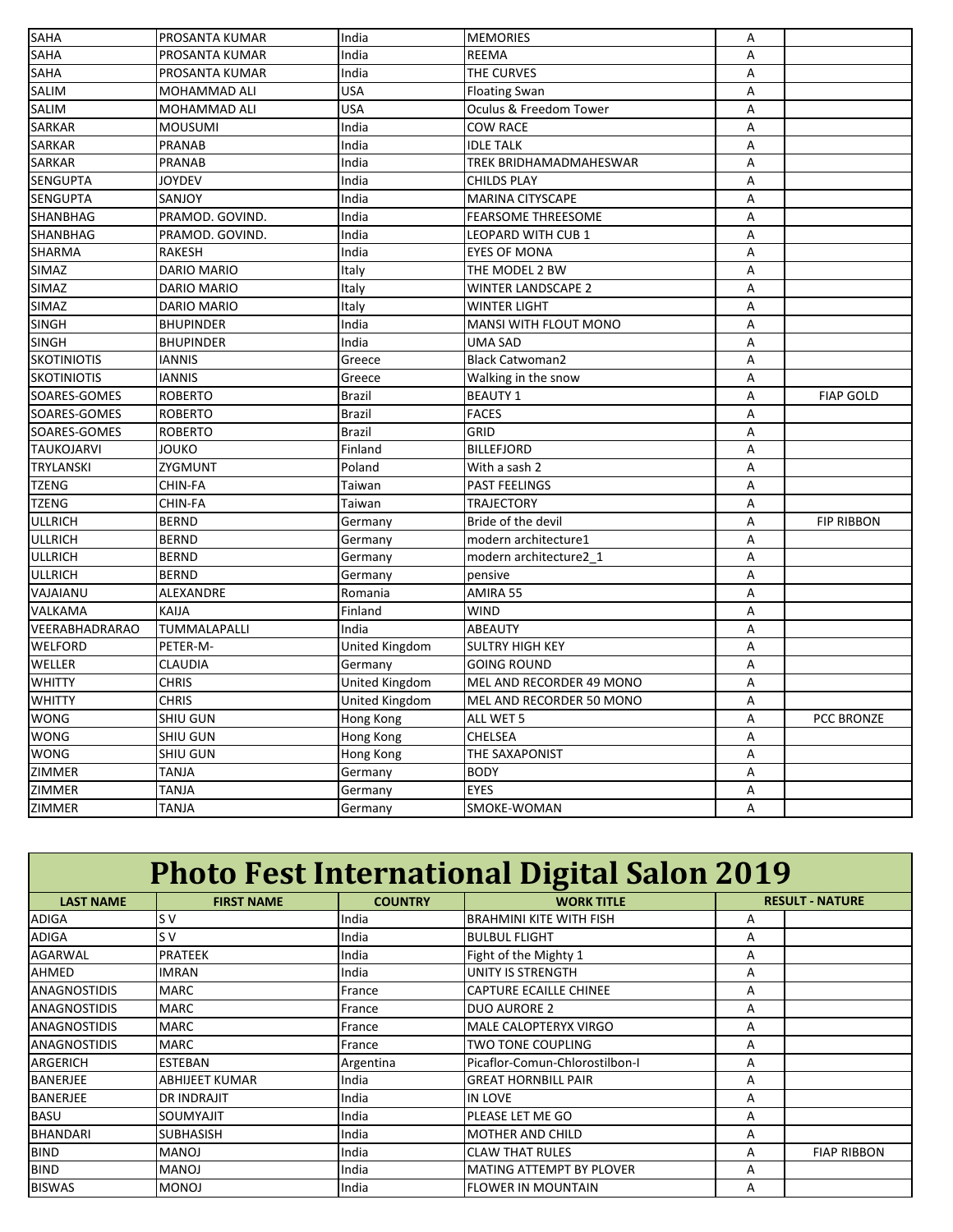| | | | | | |
|---|---|---|---|---|---|
| SAHA | PROSANTA KUMAR | India | MEMORIES | A | |
| SAHA | PROSANTA KUMAR | India | REEMA | A | |
| SAHA | PROSANTA KUMAR | India | THE CURVES | A | |
| SALIM | MOHAMMAD ALI | USA | Floating Swan | A | |
| SALIM | MOHAMMAD ALI | USA | Oculus & Freedom Tower | A | |
| SARKAR | MOUSUMI | India | COW RACE | A | |
| SARKAR | PRANAB | India | IDLE TALK | A | |
| SARKAR | PRANAB | India | TREK BRIDHAMADMAHESWAR | A | |
| SENGUPTA | JOYDEV | India | CHILDS PLAY | A | |
| SENGUPTA | SANJOY | India | MARINA CITYSCAPE | A | |
| SHANBHAG | PRAMOD. GOVIND. | India | FEARSOME THREESOME | A | |
| SHANBHAG | PRAMOD. GOVIND. | India | LEOPARD WITH CUB 1 | A | |
| SHARMA | RAKESH | India | EYES OF MONA | A | |
| SIMAZ | DARIO MARIO | Italy | THE MODEL 2 BW | A | |
| SIMAZ | DARIO MARIO | Italy | WINTER LANDSCAPE 2 | A | |
| SIMAZ | DARIO MARIO | Italy | WINTER LIGHT | A | |
| SINGH | BHUPINDER | India | MANSI WITH FLOUT MONO | A | |
| SINGH | BHUPINDER | India | UMA SAD | A | |
| SKOTINIOTIS | IANNIS | Greece | Black Catwoman2 | A | |
| SKOTINIOTIS | IANNIS | Greece | Walking in the snow | A | |
| SOARES-GOMES | ROBERTO | Brazil | BEAUTY 1 | A | FIAP GOLD |
| SOARES-GOMES | ROBERTO | Brazil | FACES | A | |
| SOARES-GOMES | ROBERTO | Brazil | GRID | A | |
| TAUKOJARVI | JOUKO | Finland | BILLEFJORD | A | |
| TRYLANSKI | ZYGMUNT | Poland | With a sash 2 | A | |
| TZENG | CHIN-FA | Taiwan | PAST FEELINGS | A | |
| TZENG | CHIN-FA | Taiwan | TRAJECTORY | A | |
| ULLRICH | BERND | Germany | Bride of the devil | A | FIP RIBBON |
| ULLRICH | BERND | Germany | modern architecture1 | A | |
| ULLRICH | BERND | Germany | modern architecture2_1 | A | |
| ULLRICH | BERND | Germany | pensive | A | |
| VAJAIANU | ALEXANDRE | Romania | AMIRA 55 | A | |
| VALKAMA | KAIJA | Finland | WIND | A | |
| VEERABHADRARAO | TUMMALAPALLI | India | ABEAUTY | A | |
| WELFORD | PETER-M- | United Kingdom | SULTRY HIGH KEY | A | |
| WELLER | CLAUDIA | Germany | GOING ROUND | A | |
| WHITTY | CHRIS | United Kingdom | MEL AND RECORDER 49 MONO | A | |
| WHITTY | CHRIS | United Kingdom | MEL AND RECORDER 50 MONO | A | |
| WONG | SHIU GUN | Hong Kong | ALL WET 5 | A | PCC BRONZE |
| WONG | SHIU GUN | Hong Kong | CHELSEA | A | |
| WONG | SHIU GUN | Hong Kong | THE SAXAPONIST | A | |
| ZIMMER | TANJA | Germany | BODY | A | |
| ZIMMER | TANJA | Germany | EYES | A | |
| ZIMMER | TANJA | Germany | SMOKE-WOMAN | A | |

# Photo Fest International Digital Salon 2019

| LAST NAME | FIRST NAME | COUNTRY | WORK TITLE | RESULT - NATURE | |
|---|---|---|---|---|---|
| ADIGA | S V | India | BRAHMINI KITE WITH FISH | A | |
| ADIGA | S V | India | BULBUL FLIGHT | A | |
| AGARWAL | PRATEEK | India | Fight of the Mighty 1 | A | |
| AHMED | IMRAN | India | UNITY IS STRENGTH | A | |
| ANAGNOSTIDIS | MARC | France | CAPTURE ECAILLE CHINEE | A | |
| ANAGNOSTIDIS | MARC | France | DUO AURORE 2 | A | |
| ANAGNOSTIDIS | MARC | France | MALE CALOPTERYX VIRGO | A | |
| ANAGNOSTIDIS | MARC | France | TWO TONE COUPLING | A | |
| ARGERICH | ESTEBAN | Argentina | Picaflor-Comun-Chlorostilbon-l | A | |
| BANERJEE | ABHIJEET KUMAR | India | GREAT HORNBILL PAIR | A | |
| BANERJEE | DR INDRAJIT | India | IN LOVE | A | |
| BASU | SOUMYAJIT | India | PLEASE LET ME GO | A | |
| BHANDARI | SUBHASISH | India | MOTHER AND CHILD | A | |
| BIND | MANOJ | India | CLAW THAT RULES | A | FIAP RIBBON |
| BIND | MANOJ | India | MATING ATTEMPT BY PLOVER | A | |
| BISWAS | MONOJ | India | FLOWER IN MOUNTAIN | A | |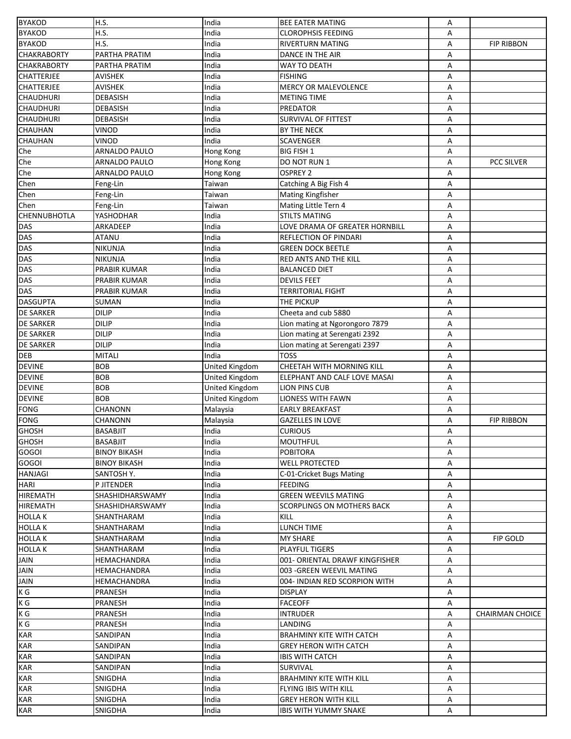| | | | | | |
|---|---|---|---|---|---|
| BYAKOD | H.S. | India | BEE EATER MATING | A | |
| BYAKOD | H.S. | India | CLOROPHSIS FEEDING | A | |
| BYAKOD | H.S. | India | RIVERTURN MATING | A | FIP RIBBON |
| CHAKRABORTY | PARTHA PRATIM | India | DANCE IN THE AIR | A | |
| CHAKRABORTY | PARTHA PRATIM | India | WAY TO DEATH | A | |
| CHATTERJEE | AVISHEK | India | FISHING | A | |
| CHATTERJEE | AVISHEK | India | MERCY OR MALEVOLENCE | A | |
| CHAUDHURI | DEBASISH | India | METING TIME | A | |
| CHAUDHURI | DEBASISH | India | PREDATOR | A | |
| CHAUDHURI | DEBASISH | India | SURVIVAL OF FITTEST | A | |
| CHAUHAN | VINOD | India | BY THE NECK | A | |
| CHAUHAN | VINOD | India | SCAVENGER | A | |
| Che | ARNALDO PAULO | Hong Kong | BIG FISH 1 | A | |
| Che | ARNALDO PAULO | Hong Kong | DO NOT RUN 1 | A | PCC SILVER |
| Che | ARNALDO PAULO | Hong Kong | OSPREY 2 | A | |
| Chen | Feng-Lin | Taiwan | Catching A Big Fish 4 | A | |
| Chen | Feng-Lin | Taiwan | Mating Kingfisher | A | |
| Chen | Feng-Lin | Taiwan | Mating Little Tern 4 | A | |
| CHENNUBHOTLA | YASHODHAR | India | STILTS MATING | A | |
| DAS | ARKADEEP | India | LOVE DRAMA OF GREATER HORNBILL | A | |
| DAS | ATANU | India | REFLECTION OF PINDARI | A | |
| DAS | NIKUNJA | India | GREEN DOCK BEETLE | A | |
| DAS | NIKUNJA | India | RED ANTS AND THE KILL | A | |
| DAS | PRABIR KUMAR | India | BALANCED DIET | A | |
| DAS | PRABIR KUMAR | India | DEVILS FEET | A | |
| DAS | PRABIR KUMAR | India | TERRITORIAL FIGHT | A | |
| DASGUPTA | SUMAN | India | THE PICKUP | A | |
| DE SARKER | DILIP | India | Cheeta and cub 5880 | A | |
| DE SARKER | DILIP | India | Lion mating at Ngorongoro 7879 | A | |
| DE SARKER | DILIP | India | Lion mating at Serengati 2392 | A | |
| DE SARKER | DILIP | India | Lion mating at Serengati 2397 | A | |
| DEB | MITALI | India | TOSS | A | |
| DEVINE | BOB | United Kingdom | CHEETAH WITH MORNING KILL | A | |
| DEVINE | BOB | United Kingdom | ELEPHANT AND CALF LOVE MASAI | A | |
| DEVINE | BOB | United Kingdom | LION PINS CUB | A | |
| DEVINE | BOB | United Kingdom | LIONESS WITH FAWN | A | |
| FONG | CHANONN | Malaysia | EARLY BREAKFAST | A | |
| FONG | CHANONN | Malaysia | GAZELLES IN LOVE | A | FIP RIBBON |
| GHOSH | BASABJIT | India | CURIOUS | A | |
| GHOSH | BASABJIT | India | MOUTHFUL | A | |
| GOGOI | BINOY BIKASH | India | POBITORA | A | |
| GOGOI | BINOY BIKASH | India | WELL PROTECTED | A | |
| HANJAGI | SANTOSH Y. | India | C-01-Cricket Bugs Mating | A | |
| HARI | P JITENDER | India | FEEDING | A | |
| HIREMATH | SHASHIDHARSWAMY | India | GREEN WEEVILS MATING | A | |
| HIREMATH | SHASHIDHARSWAMY | India | SCORPLINGS ON MOTHERS BACK | A | |
| HOLLA K | SHANTHARAM | India | KILL | A | |
| HOLLA K | SHANTHARAM | India | LUNCH TIME | A | |
| HOLLA K | SHANTHARAM | India | MY SHARE | A | FIP GOLD |
| HOLLA K | SHANTHARAM | India | PLAYFUL TIGERS | A | |
| JAIN | HEMACHANDRA | India | 001- ORIENTAL DRAWF KINGFISHER | A | |
| JAIN | HEMACHANDRA | India | 003 -GREEN WEEVIL MATING | A | |
| JAIN | HEMACHANDRA | India | 004- INDIAN RED SCORPION WITH | A | |
| K G | PRANESH | India | DISPLAY | A | |
| K G | PRANESH | India | FACEOFF | A | |
| K G | PRANESH | India | INTRUDER | A | CHAIRMAN CHOICE |
| K G | PRANESH | India | LANDING | A | |
| KAR | SANDIPAN | India | BRAHMINY KITE WITH CATCH | A | |
| KAR | SANDIPAN | India | GREY HERON WITH CATCH | A | |
| KAR | SANDIPAN | India | IBIS WITH CATCH | A | |
| KAR | SANDIPAN | India | SURVIVAL | A | |
| KAR | SNIGDHA | India | BRAHMINY KITE WITH KILL | A | |
| KAR | SNIGDHA | India | FLYING IBIS WITH KILL | A | |
| KAR | SNIGDHA | India | GREY HERON WITH KILL | A | |
| KAR | SNIGDHA | India | IBIS WITH YUMMY SNAKE | A | |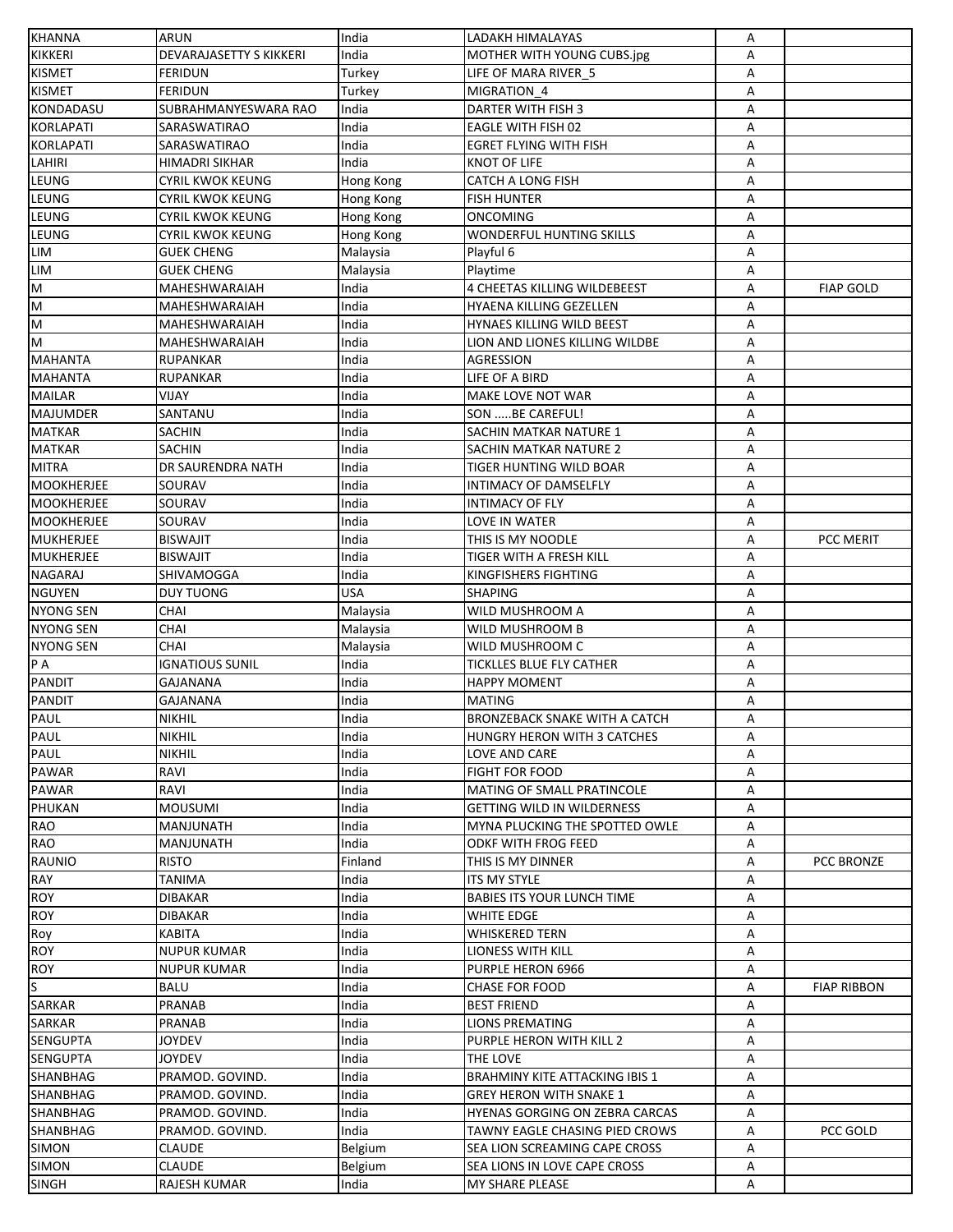| KHANNA | ARUN | India | LADAKH HIMALAYAS | A | |
|---|---|---|---|---|---|
| KIKKERI | DEVARAJASETTY S KIKKERI | India | MOTHER WITH YOUNG CUBS.jpg | A | |
| KISMET | FERIDUN | Turkey | LIFE OF MARA RIVER_5 | A | |
| KISMET | FERIDUN | Turkey | MIGRATION_4 | A | |
| KONDADASU | SUBRAHMANYESWARA RAO | India | DARTER WITH FISH 3 | A | |
| KORLAPATI | SARASWATIRAO | India | EAGLE WITH FISH 02 | A | |
| KORLAPATI | SARASWATIRAO | India | EGRET FLYING WITH FISH | A | |
| LAHIRI | HIMADRI SIKHAR | India | KNOT OF LIFE | A | |
| LEUNG | CYRIL KWOK KEUNG | Hong Kong | CATCH A LONG FISH | A | |
| LEUNG | CYRIL KWOK KEUNG | Hong Kong | FISH HUNTER | A | |
| LEUNG | CYRIL KWOK KEUNG | Hong Kong | ONCOMING | A | |
| LEUNG | CYRIL KWOK KEUNG | Hong Kong | WONDERFUL HUNTING SKILLS | A | |
| LIM | GUEK CHENG | Malaysia | Playful 6 | A | |
| LIM | GUEK CHENG | Malaysia | Playtime | A | |
| M | MAHESHWARAIAH | India | 4 CHEETAS KILLING WILDEBEEST | A | FIAP GOLD |
| M | MAHESHWARAIAH | India | HYAENA KILLING GEZELLEN | A | |
| M | MAHESHWARAIAH | India | HYNAES KILLING WILD BEEST | A | |
| M | MAHESHWARAIAH | India | LION AND LIONES KILLING WILDBE | A | |
| MAHANTA | RUPANKAR | India | AGRESSION | A | |
| MAHANTA | RUPANKAR | India | LIFE OF A BIRD | A | |
| MAILAR | VIJAY | India | MAKE LOVE NOT WAR | A | |
| MAJUMDER | SANTANU | India | SON .....BE CAREFUL! | A | |
| MATKAR | SACHIN | India | SACHIN MATKAR NATURE 1 | A | |
| MATKAR | SACHIN | India | SACHIN MATKAR NATURE 2 | A | |
| MITRA | DR SAURENDRA NATH | India | TIGER HUNTING WILD BOAR | A | |
| MOOKHERJEE | SOURAV | India | INTIMACY OF DAMSELFLY | A | |
| MOOKHERJEE | SOURAV | India | INTIMACY OF FLY | A | |
| MOOKHERJEE | SOURAV | India | LOVE IN WATER | A | |
| MUKHERJEE | BISWAJIT | India | THIS IS MY NOODLE | A | PCC MERIT |
| MUKHERJEE | BISWAJIT | India | TIGER WITH A FRESH KILL | A | |
| NAGARAJ | SHIVAMOGGA | India | KINGFISHERS FIGHTING | A | |
| NGUYEN | DUY TUONG | USA | SHAPING | A | |
| NYONG SEN | CHAI | Malaysia | WILD MUSHROOM A | A | |
| NYONG SEN | CHAI | Malaysia | WILD MUSHROOM B | A | |
| NYONG SEN | CHAI | Malaysia | WILD MUSHROOM C | A | |
| P A | IGNATIOUS SUNIL | India | TICKLLES BLUE FLY CATHER | A | |
| PANDIT | GAJANANA | India | HAPPY MOMENT | A | |
| PANDIT | GAJANANA | India | MATING | A | |
| PAUL | NIKHIL | India | BRONZEBACK SNAKE WITH A CATCH | A | |
| PAUL | NIKHIL | India | HUNGRY HERON WITH 3 CATCHES | A | |
| PAUL | NIKHIL | India | LOVE AND CARE | A | |
| PAWAR | RAVI | India | FIGHT FOR FOOD | A | |
| PAWAR | RAVI | India | MATING OF SMALL PRATINCOLE | A | |
| PHUKAN | MOUSUMI | India | GETTING WILD IN WILDERNESS | A | |
| RAO | MANJUNATH | India | MYNA PLUCKING THE SPOTTED OWLE | A | |
| RAO | MANJUNATH | India | ODKF WITH FROG FEED | A | |
| RAUNIO | RISTO | Finland | THIS IS MY DINNER | A | PCC BRONZE |
| RAY | TANIMA | India | ITS MY STYLE | A | |
| ROY | DIBAKAR | India | BABIES ITS YOUR LUNCH TIME | A | |
| ROY | DIBAKAR | India | WHITE EDGE | A | |
| Roy | KABITA | India | WHISKERED TERN | A | |
| ROY | NUPUR KUMAR | India | LIONESS WITH KILL | A | |
| ROY | NUPUR KUMAR | India | PURPLE HERON 6966 | A | |
| S | BALU | India | CHASE FOR FOOD | A | FIAP RIBBON |
| SARKAR | PRANAB | India | BEST FRIEND | A | |
| SARKAR | PRANAB | India | LIONS PREMATING | A | |
| SENGUPTA | JOYDEV | India | PURPLE HERON WITH KILL 2 | A | |
| SENGUPTA | JOYDEV | India | THE LOVE | A | |
| SHANBHAG | PRAMOD. GOVIND. | India | BRAHMINY KITE ATTACKING IBIS 1 | A | |
| SHANBHAG | PRAMOD. GOVIND. | India | GREY HERON WITH SNAKE 1 | A | |
| SHANBHAG | PRAMOD. GOVIND. | India | HYENAS GORGING ON ZEBRA CARCAS | A | |
| SHANBHAG | PRAMOD. GOVIND. | India | TAWNY EAGLE CHASING PIED CROWS | A | PCC GOLD |
| SIMON | CLAUDE | Belgium | SEA LION SCREAMING CAPE CROSS | A | |
| SIMON | CLAUDE | Belgium | SEA LIONS IN LOVE CAPE CROSS | A | |
| SINGH | RAJESH KUMAR | India | MY SHARE PLEASE | A | |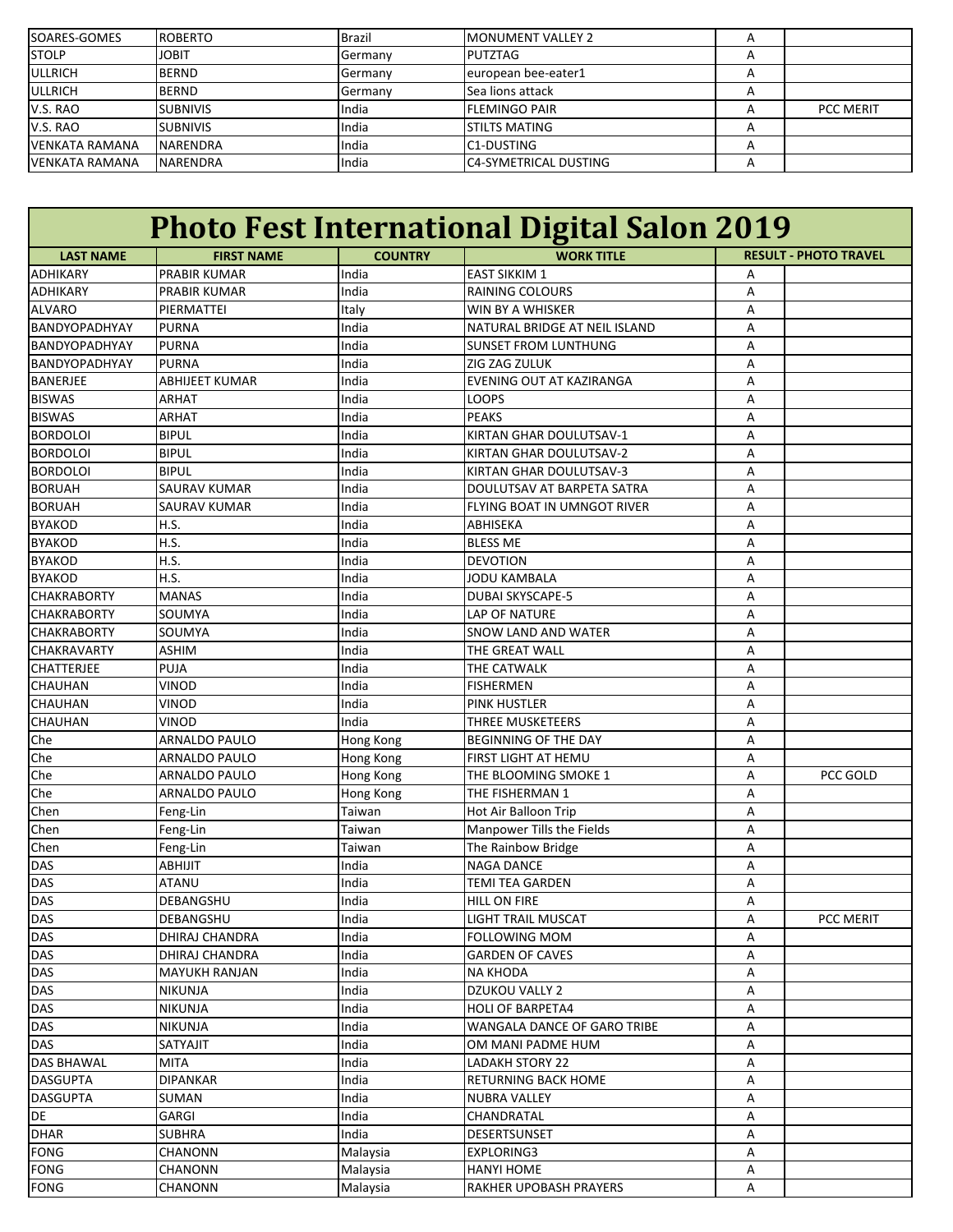| SOARES-GOMES | ROBERTO | Brazil | MONUMENT VALLEY 2 | A | |
|---|---|---|---|---|---|
| STOLP | JOBIT | Germany | PUTZTAG | A | |
| ULLRICH | BERND | Germany | european bee-eater1 | A | |
| ULLRICH | BERND | Germany | Sea lions attack | A | |
| V.S. RAO | SUBNIVIS | India | FLEMINGO PAIR | A | PCC MERIT |
| V.S. RAO | SUBNIVIS | India | STILTS MATING | A | |
| VENKATA RAMANA | NARENDRA | India | C1-DUSTING | A | |
| VENKATA RAMANA | NARENDRA | India | C4-SYMETRICAL DUSTING | A | |

# Photo Fest International Digital Salon 2019

| LAST NAME | FIRST NAME | COUNTRY | WORK TITLE | RESULT - PHOTO TRAVEL | |
|---|---|---|---|---|---|
| ADHIKARY | PRABIR KUMAR | India | EAST SIKKIM 1 | A | |
| ADHIKARY | PRABIR KUMAR | India | RAINING COLOURS | A | |
| ALVARO | PIERMATTEI | Italy | WIN BY A WHISKER | A | |
| BANDYOPADHYAY | PURNA | India | NATURAL BRIDGE AT NEIL ISLAND | A | |
| BANDYOPADHYAY | PURNA | India | SUNSET FROM LUNTHUNG | A | |
| BANDYOPADHYAY | PURNA | India | ZIG ZAG ZULUK | A | |
| BANERJEE | ABHIJEET KUMAR | India | EVENING OUT AT KAZIRANGA | A | |
| BISWAS | ARHAT | India | LOOPS | A | |
| BISWAS | ARHAT | India | PEAKS | A | |
| BORDOLOI | BIPUL | India | KIRTAN GHAR DOULUTSAV-1 | A | |
| BORDOLOI | BIPUL | India | KIRTAN GHAR DOULUTSAV-2 | A | |
| BORDOLOI | BIPUL | India | KIRTAN GHAR DOULUTSAV-3 | A | |
| BORUAH | SAURAV KUMAR | India | DOULUTSAV AT BARPETA SATRA | A | |
| BORUAH | SAURAV KUMAR | India | FLYING BOAT IN UMNGOT RIVER | A | |
| BYAKOD | H.S. | India | ABHISEKA | A | |
| BYAKOD | H.S. | India | BLESS ME | A | |
| BYAKOD | H.S. | India | DEVOTION | A | |
| BYAKOD | H.S. | India | JODU KAMBALA | A | |
| CHAKRABORTY | MANAS | India | DUBAI SKYSCAPE-5 | A | |
| CHAKRABORTY | SOUMYA | India | LAP OF NATURE | A | |
| CHAKRABORTY | SOUMYA | India | SNOW LAND AND WATER | A | |
| CHAKRAVARTY | ASHIM | India | THE GREAT WALL | A | |
| CHATTERJEE | PUJA | India | THE CATWALK | A | |
| CHAUHAN | VINOD | India | FISHERMEN | A | |
| CHAUHAN | VINOD | India | PINK HUSTLER | A | |
| CHAUHAN | VINOD | India | THREE MUSKETEERS | A | |
| Che | ARNALDO PAULO | Hong Kong | BEGINNING OF THE DAY | A | |
| Che | ARNALDO PAULO | Hong Kong | FIRST LIGHT AT HEMU | A | |
| Che | ARNALDO PAULO | Hong Kong | THE BLOOMING SMOKE 1 | A | PCC GOLD |
| Che | ARNALDO PAULO | Hong Kong | THE FISHERMAN 1 | A | |
| Chen | Feng-Lin | Taiwan | Hot Air Balloon Trip | A | |
| Chen | Feng-Lin | Taiwan | Manpower Tills the Fields | A | |
| Chen | Feng-Lin | Taiwan | The Rainbow Bridge | A | |
| DAS | ABHIJIT | India | NAGA DANCE | A | |
| DAS | ATANU | India | TEMI TEA GARDEN | A | |
| DAS | DEBANGSHU | India | HILL ON FIRE | A | |
| DAS | DEBANGSHU | India | LIGHT TRAIL MUSCAT | A | PCC MERIT |
| DAS | DHIRAJ CHANDRA | India | FOLLOWING MOM | A | |
| DAS | DHIRAJ CHANDRA | India | GARDEN OF CAVES | A | |
| DAS | MAYUKH RANJAN | India | NA KHODA | A | |
| DAS | NIKUNJA | India | DZUKOU VALLY 2 | A | |
| DAS | NIKUNJA | India | HOLI OF BARPETA4 | A | |
| DAS | NIKUNJA | India | WANGALA DANCE OF GARO TRIBE | A | |
| DAS | SATYAJIT | India | OM MANI PADME HUM | A | |
| DAS BHAWAL | MITA | India | LADAKH STORY 22 | A | |
| DASGUPTA | DIPANKAR | India | RETURNING BACK HOME | A | |
| DASGUPTA | SUMAN | India | NUBRA VALLEY | A | |
| DE | GARGI | India | CHANDRATAL | A | |
| DHAR | SUBHRA | India | DESERTSUNSET | A | |
| FONG | CHANONN | Malaysia | EXPLORING3 | A | |
| FONG | CHANONN | Malaysia | HANYI HOME | A | |
| FONG | CHANONN | Malaysia | RAKHER UPOBASH PRAYERS | A | |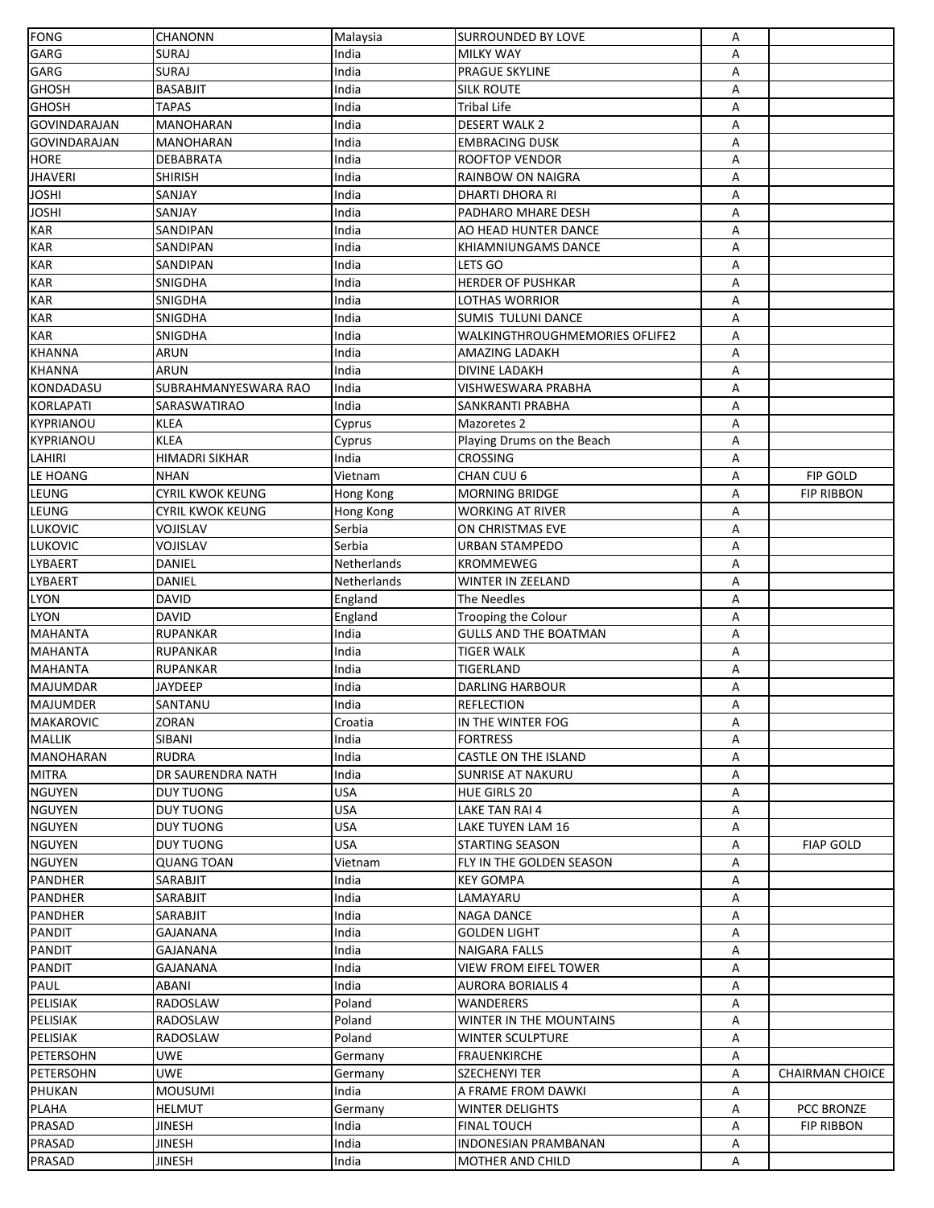| FONG | CHANONN | Malaysia | SURROUNDED BY LOVE | A | |
|---|---|---|---|---|---|
| GARG | SURAJ | India | MILKY WAY | A | |
| GARG | SURAJ | India | PRAGUE SKYLINE | A | |
| GHOSH | BASABJIT | India | SILK ROUTE | A | |
| GHOSH | TAPAS | India | Tribal Life | A | |
| GOVINDARAJAN | MANOHARAN | India | DESERT WALK 2 | A | |
| GOVINDARAJAN | MANOHARAN | India | EMBRACING DUSK | A | |
| HORE | DEBABRATA | India | ROOFTOP VENDOR | A | |
| JHAVERI | SHIRISH | India | RAINBOW ON NAIGRA | A | |
| JOSHI | SANJAY | India | DHARTI DHORA RI | A | |
| JOSHI | SANJAY | India | PADHARO MHARE DESH | A | |
| KAR | SANDIPAN | India | AO HEAD HUNTER DANCE | A | |
| KAR | SANDIPAN | India | KHIAMNIUNGAMS DANCE | A | |
| KAR | SANDIPAN | India | LETS GO | A | |
| KAR | SNIGDHA | India | HERDER OF PUSHKAR | A | |
| KAR | SNIGDHA | India | LOTHAS WORRIOR | A | |
| KAR | SNIGDHA | India | SUMIS TULUNI DANCE | A | |
| KAR | SNIGDHA | India | WALKINGTHROUGHMEMORIES OFLIFE2 | A | |
| KHANNA | ARUN | India | AMAZING LADAKH | A | |
| KHANNA | ARUN | India | DIVINE LADAKH | A | |
| KONDADASU | SUBRAHMANYESWARA RAO | India | VISHWESWARA PRABHA | A | |
| KORLAPATI | SARASWATIRAO | India | SANKRANTI PRABHA | A | |
| KYPRIANOU | KLEA | Cyprus | Mazoretes 2 | A | |
| KYPRIANOU | KLEA | Cyprus | Playing Drums on the Beach | A | |
| LAHIRI | HIMADRI SIKHAR | India | CROSSING | A | |
| LE HOANG | NHAN | Vietnam | CHAN CUU 6 | A | FIP GOLD |
| LEUNG | CYRIL KWOK KEUNG | Hong Kong | MORNING BRIDGE | A | FIP RIBBON |
| LEUNG | CYRIL KWOK KEUNG | Hong Kong | WORKING AT RIVER | A | |
| LUKOVIC | VOJISLAV | Serbia | ON CHRISTMAS EVE | A | |
| LUKOVIC | VOJISLAV | Serbia | URBAN STAMPEDO | A | |
| LYBAERT | DANIEL | Netherlands | KROMMEWEG | A | |
| LYBAERT | DANIEL | Netherlands | WINTER IN ZEELAND | A | |
| LYON | DAVID | England | The Needles | A | |
| LYON | DAVID | England | Trooping the Colour | A | |
| MAHANTA | RUPANKAR | India | GULLS AND THE BOATMAN | A | |
| MAHANTA | RUPANKAR | India | TIGER WALK | A | |
| MAHANTA | RUPANKAR | India | TIGERLAND | A | |
| MAJUMDAR | JAYDEEP | India | DARLING HARBOUR | A | |
| MAJUMDER | SANTANU | India | REFLECTION | A | |
| MAKAROVIC | ZORAN | Croatia | IN THE WINTER FOG | A | |
| MALLIK | SIBANI | India | FORTRESS | A | |
| MANOHARAN | RUDRA | India | CASTLE ON THE ISLAND | A | |
| MITRA | DR SAURENDRA NATH | India | SUNRISE AT NAKURU | A | |
| NGUYEN | DUY TUONG | USA | HUE GIRLS 20 | A | |
| NGUYEN | DUY TUONG | USA | LAKE TAN RAI 4 | A | |
| NGUYEN | DUY TUONG | USA | LAKE TUYEN LAM 16 | A | |
| NGUYEN | DUY TUONG | USA | STARTING SEASON | A | FIAP GOLD |
| NGUYEN | QUANG TOAN | Vietnam | FLY IN THE GOLDEN SEASON | A | |
| PANDHER | SARABJIT | India | KEY GOMPA | A | |
| PANDHER | SARABJIT | India | LAMAYARU | A | |
| PANDHER | SARABJIT | India | NAGA DANCE | A | |
| PANDIT | GAJANANA | India | GOLDEN LIGHT | A | |
| PANDIT | GAJANANA | India | NAIGARA FALLS | A | |
| PANDIT | GAJANANA | India | VIEW FROM EIFEL TOWER | A | |
| PAUL | ABANI | India | AURORA BORIALIS 4 | A | |
| PELISIAK | RADOSLAW | Poland | WANDERERS | A | |
| PELISIAK | RADOSLAW | Poland | WINTER IN THE MOUNTAINS | A | |
| PELISIAK | RADOSLAW | Poland | WINTER SCULPTURE | A | |
| PETERSOHN | UWE | Germany | FRAUENKIRCHE | A | |
| PETERSOHN | UWE | Germany | SZECHENYI TER | A | CHAIRMAN CHOICE |
| PHUKAN | MOUSUMI | India | A FRAME FROM DAWKI | A | |
| PLAHA | HELMUT | Germany | WINTER DELIGHTS | A | PCC BRONZE |
| PRASAD | JINESH | India | FINAL TOUCH | A | FIP RIBBON |
| PRASAD | JINESH | India | INDONESIAN PRAMBANAN | A | |
| PRASAD | JINESH | India | MOTHER AND CHILD | A | |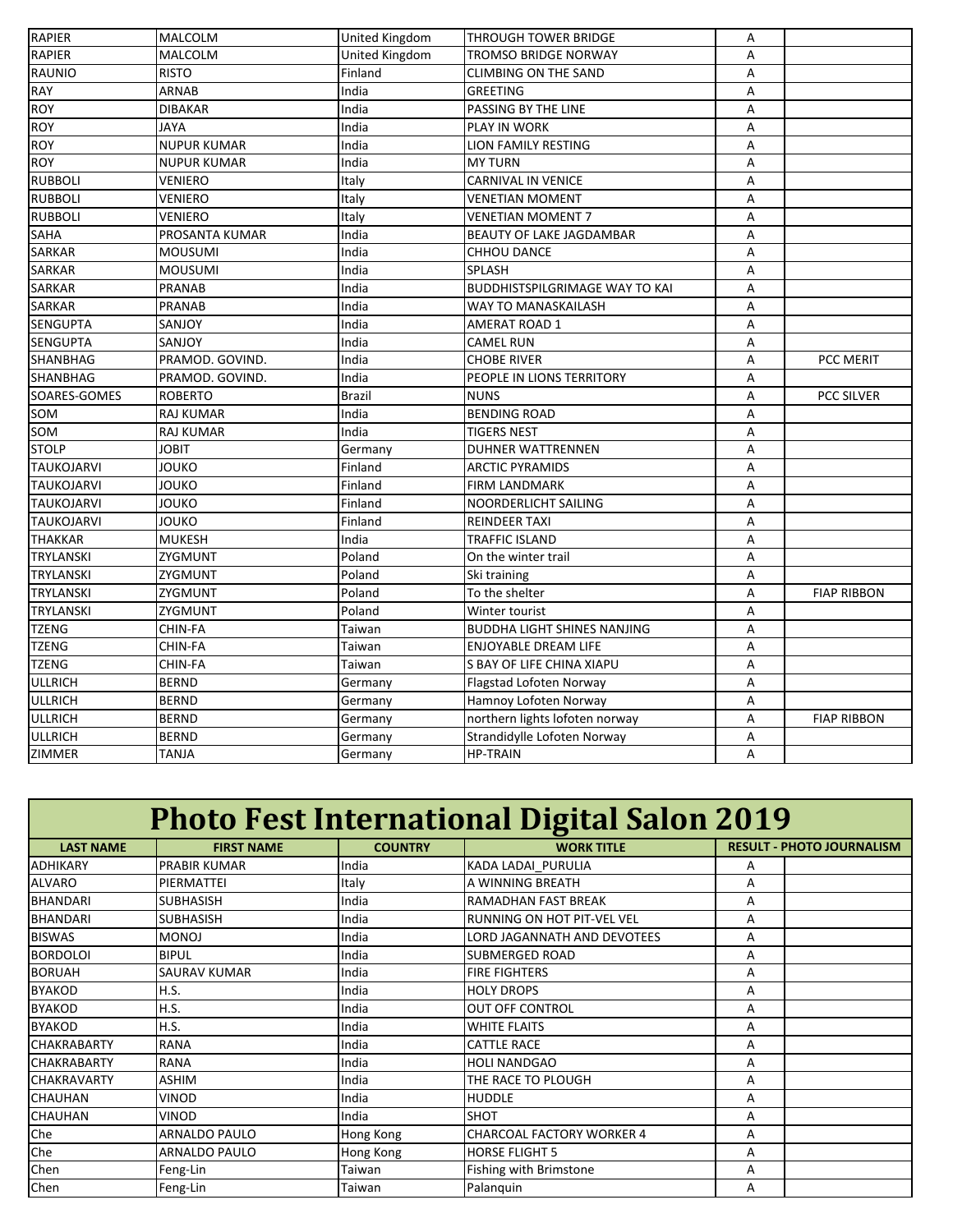| | | | | | |
|---|---|---|---|---|---|
| RAPIER | MALCOLM | United Kingdom | THROUGH TOWER BRIDGE | A | |
| RAPIER | MALCOLM | United Kingdom | TROMSO BRIDGE NORWAY | A | |
| RAUNIO | RISTO | Finland | CLIMBING ON THE SAND | A | |
| RAY | ARNAB | India | GREETING | A | |
| ROY | DIBAKAR | India | PASSING BY THE LINE | A | |
| ROY | JAYA | India | PLAY IN WORK | A | |
| ROY | NUPUR KUMAR | India | LION FAMILY RESTING | A | |
| ROY | NUPUR KUMAR | India | MY TURN | A | |
| RUBBOLI | VENIERO | Italy | CARNIVAL IN VENICE | A | |
| RUBBOLI | VENIERO | Italy | VENETIAN MOMENT | A | |
| RUBBOLI | VENIERO | Italy | VENETIAN MOMENT 7 | A | |
| SAHA | PROSANTA KUMAR | India | BEAUTY OF LAKE JAGDAMBAR | A | |
| SARKAR | MOUSUMI | India | CHHOU DANCE | A | |
| SARKAR | MOUSUMI | India | SPLASH | A | |
| SARKAR | PRANAB | India | BUDDHISTSPILGRIMAGE WAY TO KAI | A | |
| SARKAR | PRANAB | India | WAY TO MANASKAILASH | A | |
| SENGUPTA | SANJOY | India | AMERAT ROAD 1 | A | |
| SENGUPTA | SANJOY | India | CAMEL RUN | A | |
| SHANBHAG | PRAMOD. GOVIND. | India | CHOBE RIVER | A | PCC MERIT |
| SHANBHAG | PRAMOD. GOVIND. | India | PEOPLE IN LIONS TERRITORY | A | |
| SOARES-GOMES | ROBERTO | Brazil | NUNS | A | PCC SILVER |
| SOM | RAJ KUMAR | India | BENDING ROAD | A | |
| SOM | RAJ KUMAR | India | TIGERS NEST | A | |
| STOLP | JOBIT | Germany | DUHNER WATTRENNEN | A | |
| TAUKOJARVI | JOUKO | Finland | ARCTIC PYRAMIDS | A | |
| TAUKOJARVI | JOUKO | Finland | FIRM LANDMARK | A | |
| TAUKOJARVI | JOUKO | Finland | NOORDERLICHT SAILING | A | |
| TAUKOJARVI | JOUKO | Finland | REINDEER TAXI | A | |
| THAKKAR | MUKESH | India | TRAFFIC ISLAND | A | |
| TRYLANSKI | ZYGMUNT | Poland | On the winter trail | A | |
| TRYLANSKI | ZYGMUNT | Poland | Ski training | A | |
| TRYLANSKI | ZYGMUNT | Poland | To the shelter | A | FIAP RIBBON |
| TRYLANSKI | ZYGMUNT | Poland | Winter tourist | A | |
| TZENG | CHIN-FA | Taiwan | BUDDHA LIGHT SHINES NANJING | A | |
| TZENG | CHIN-FA | Taiwan | ENJOYABLE DREAM LIFE | A | |
| TZENG | CHIN-FA | Taiwan | S BAY OF LIFE CHINA XIAPU | A | |
| ULLRICH | BERND | Germany | Flagstad Lofoten Norway | A | |
| ULLRICH | BERND | Germany | Hamnoy Lofoten Norway | A | |
| ULLRICH | BERND | Germany | northern lights lofoten norway | A | FIAP RIBBON |
| ULLRICH | BERND | Germany | Strandidylle Lofoten Norway | A | |
| ZIMMER | TANJA | Germany | HP-TRAIN | A | |

# Photo Fest International Digital Salon 2019

| LAST NAME | FIRST NAME | COUNTRY | WORK TITLE | RESULT - PHOTO JOURNALISM | |
|---|---|---|---|---|---|
| ADHIKARY | PRABIR KUMAR | India | KADA LADAI_PURULIA | A | |
| ALVARO | PIERMATTEI | Italy | A WINNING BREATH | A | |
| BHANDARI | SUBHASISH | India | RAMADHAN FAST BREAK | A | |
| BHANDARI | SUBHASISH | India | RUNNING ON HOT PIT-VEL VEL | A | |
| BISWAS | MONOJ | India | LORD JAGANNATH AND DEVOTEES | A | |
| BORDOLOI | BIPUL | India | SUBMERGED ROAD | A | |
| BORUAH | SAURAV KUMAR | India | FIRE FIGHTERS | A | |
| BYAKOD | H.S. | India | HOLY DROPS | A | |
| BYAKOD | H.S. | India | OUT OFF CONTROL | A | |
| BYAKOD | H.S. | India | WHITE FLAITS | A | |
| CHAKRABARTY | RANA | India | CATTLE RACE | A | |
| CHAKRABARTY | RANA | India | HOLI NANDGAO | A | |
| CHAKRAVARTY | ASHIM | India | THE RACE TO PLOUGH | A | |
| CHAUHAN | VINOD | India | HUDDLE | A | |
| CHAUHAN | VINOD | India | SHOT | A | |
| Che | ARNALDO PAULO | Hong Kong | CHARCOAL FACTORY WORKER 4 | A | |
| Che | ARNALDO PAULO | Hong Kong | HORSE FLIGHT 5 | A | |
| Chen | Feng-Lin | Taiwan | Fishing with Brimstone | A | |
| Chen | Feng-Lin | Taiwan | Palanquin | A | |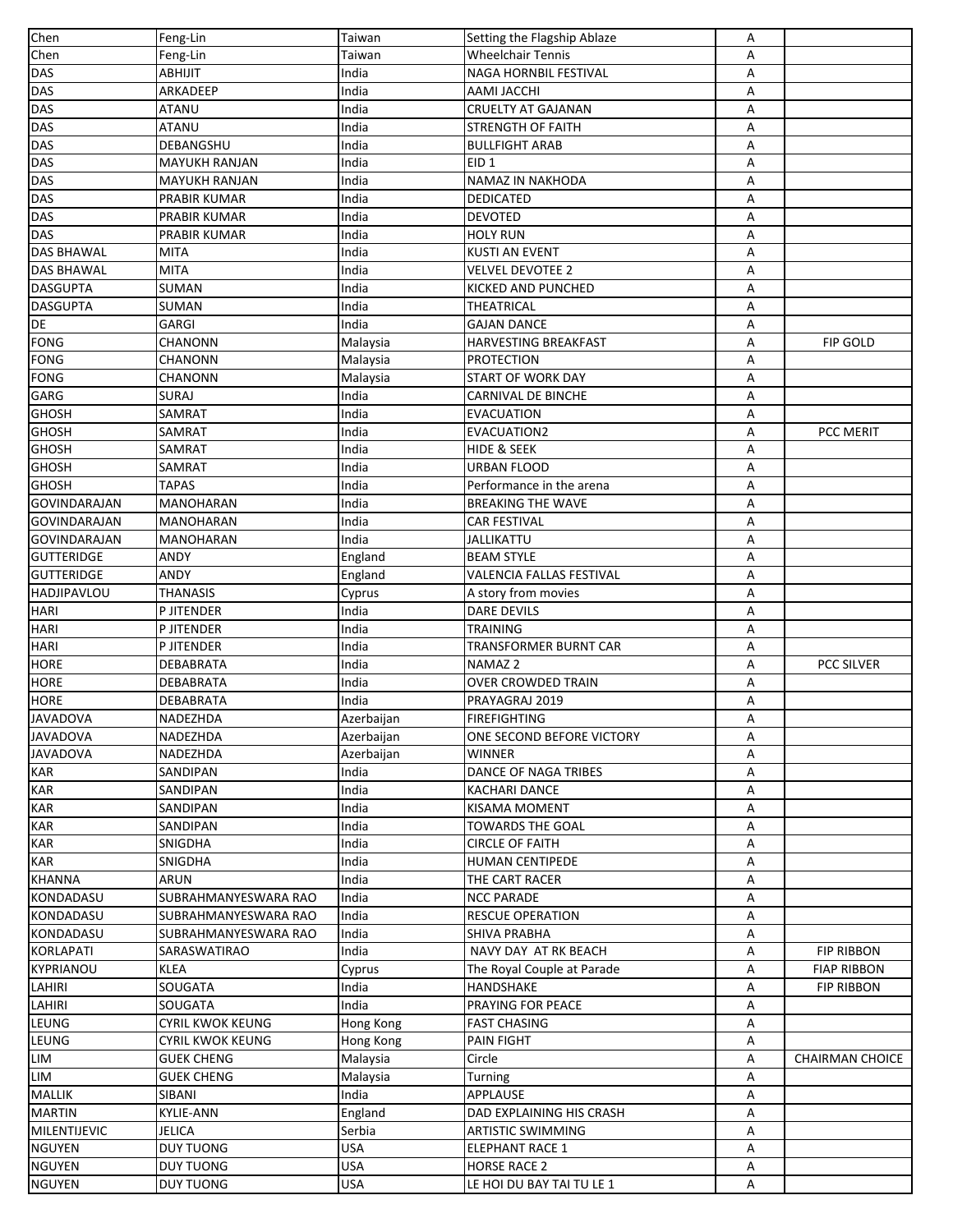| | | | | | |
|---|---|---|---|---|---|
| Chen | Feng-Lin | Taiwan | Setting the Flagship Ablaze | A | |
| Chen | Feng-Lin | Taiwan | Wheelchair Tennis | A | |
| DAS | ABHIJIT | India | NAGA HORNBIL FESTIVAL | A | |
| DAS | ARKADEEP | India | AAMI JACCHI | A | |
| DAS | ATANU | India | CRUELTY AT GAJANAN | A | |
| DAS | ATANU | India | STRENGTH OF FAITH | A | |
| DAS | DEBANGSHU | India | BULLFIGHT ARAB | A | |
| DAS | MAYUKH RANJAN | India | EID 1 | A | |
| DAS | MAYUKH RANJAN | India | NAMAZ IN NAKHODA | A | |
| DAS | PRABIR KUMAR | India | DEDICATED | A | |
| DAS | PRABIR KUMAR | India | DEVOTED | A | |
| DAS | PRABIR KUMAR | India | HOLY RUN | A | |
| DAS BHAWAL | MITA | India | KUSTI AN EVENT | A | |
| DAS BHAWAL | MITA | India | VELVEL DEVOTEE 2 | A | |
| DASGUPTA | SUMAN | India | KICKED AND PUNCHED | A | |
| DASGUPTA | SUMAN | India | THEATRICAL | A | |
| DE | GARGI | India | GAJAN DANCE | A | |
| FONG | CHANONN | Malaysia | HARVESTING BREAKFAST | A | FIP GOLD |
| FONG | CHANONN | Malaysia | PROTECTION | A | |
| FONG | CHANONN | Malaysia | START OF WORK DAY | A | |
| GARG | SURAJ | India | CARNIVAL DE BINCHE | A | |
| GHOSH | SAMRAT | India | EVACUATION | A | |
| GHOSH | SAMRAT | India | EVACUATION2 | A | PCC MERIT |
| GHOSH | SAMRAT | India | HIDE & SEEK | A | |
| GHOSH | SAMRAT | India | URBAN FLOOD | A | |
| GHOSH | TAPAS | India | Performance in the arena | A | |
| GOVINDARAJAN | MANOHARAN | India | BREAKING THE WAVE | A | |
| GOVINDARAJAN | MANOHARAN | India | CAR FESTIVAL | A | |
| GOVINDARAJAN | MANOHARAN | India | JALLIKATTU | A | |
| GUTTERIDGE | ANDY | England | BEAM STYLE | A | |
| GUTTERIDGE | ANDY | England | VALENCIA FALLAS FESTIVAL | A | |
| HADJIPAVLOU | THANASIS | Cyprus | A story from movies | A | |
| HARI | P JITENDER | India | DARE DEVILS | A | |
| HARI | P JITENDER | India | TRAINING | A | |
| HARI | P JITENDER | India | TRANSFORMER BURNT CAR | A | |
| HORE | DEBABRATA | India | NAMAZ 2 | A | PCC SILVER |
| HORE | DEBABRATA | India | OVER CROWDED TRAIN | A | |
| HORE | DEBABRATA | India | PRAYAGRAJ 2019 | A | |
| JAVADOVA | NADEZHDA | Azerbaijan | FIREFIGHTING | A | |
| JAVADOVA | NADEZHDA | Azerbaijan | ONE SECOND BEFORE VICTORY | A | |
| JAVADOVA | NADEZHDA | Azerbaijan | WINNER | A | |
| KAR | SANDIPAN | India | DANCE OF NAGA TRIBES | A | |
| KAR | SANDIPAN | India | KACHARI DANCE | A | |
| KAR | SANDIPAN | India | KISAMA MOMENT | A | |
| KAR | SANDIPAN | India | TOWARDS THE GOAL | A | |
| KAR | SNIGDHA | India | CIRCLE OF FAITH | A | |
| KAR | SNIGDHA | India | HUMAN CENTIPEDE | A | |
| KHANNA | ARUN | India | THE CART RACER | A | |
| KONDADASU | SUBRAHMANYESWARA RAO | India | NCC PARADE | A | |
| KONDADASU | SUBRAHMANYESWARA RAO | India | RESCUE OPERATION | A | |
| KONDADASU | SUBRAHMANYESWARA RAO | India | SHIVA PRABHA | A | |
| KORLAPATI | SARASWATIRAO | India | NAVY DAY AT RK BEACH | A | FIP RIBBON |
| KYPRIANOU | KLEA | Cyprus | The Royal Couple at Parade | A | FIAP RIBBON |
| LAHIRI | SOUGATA | India | HANDSHAKE | A | FIP RIBBON |
| LAHIRI | SOUGATA | India | PRAYING FOR PEACE | A | |
| LEUNG | CYRIL KWOK KEUNG | Hong Kong | FAST CHASING | A | |
| LEUNG | CYRIL KWOK KEUNG | Hong Kong | PAIN FIGHT | A | |
| LIM | GUEK CHENG | Malaysia | Circle | A | CHAIRMAN CHOICE |
| LIM | GUEK CHENG | Malaysia | Turning | A | |
| MALLIK | SIBANI | India | APPLAUSE | A | |
| MARTIN | KYLIE-ANN | England | DAD EXPLAINING HIS CRASH | A | |
| MILENTIJEVIC | JELICA | Serbia | ARTISTIC SWIMMING | A | |
| NGUYEN | DUY TUONG | USA | ELEPHANT RACE 1 | A | |
| NGUYEN | DUY TUONG | USA | HORSE RACE 2 | A | |
| NGUYEN | DUY TUONG | USA | LE HOI DU BAY TAI TU LE 1 | A | |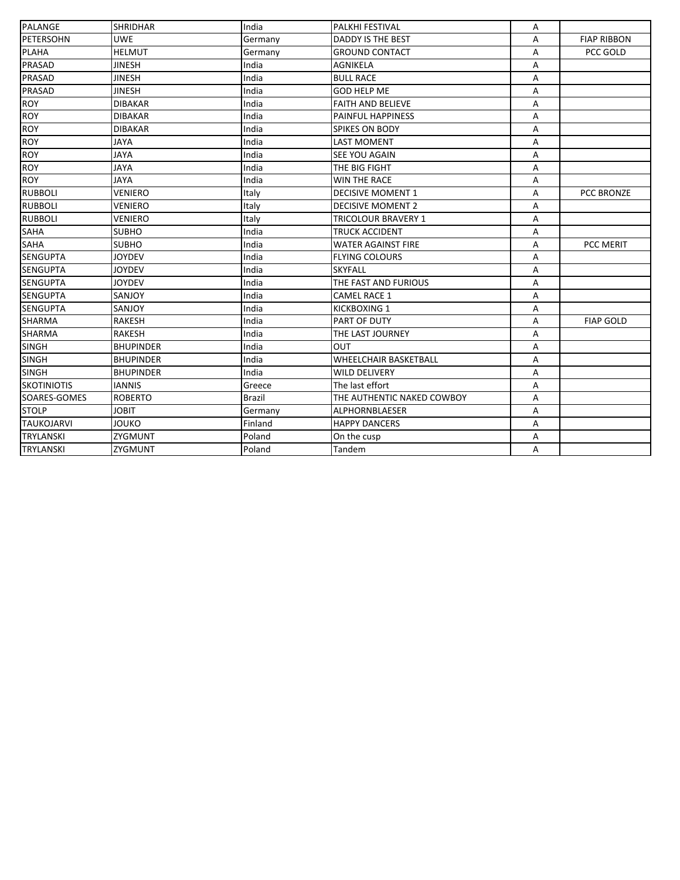| | | | | | |
|---|---|---|---|---|---|
| PALANGE | SHRIDHAR | India | PALKHI FESTIVAL | A | |
| PETERSOHN | UWE | Germany | DADDY IS THE BEST | A | FIAP RIBBON |
| PLAHA | HELMUT | Germany | GROUND CONTACT | A | PCC GOLD |
| PRASAD | JINESH | India | AGNIKELA | A | |
| PRASAD | JINESH | India | BULL RACE | A | |
| PRASAD | JINESH | India | GOD HELP ME | A | |
| ROY | DIBAKAR | India | FAITH AND BELIEVE | A | |
| ROY | DIBAKAR | India | PAINFUL HAPPINESS | A | |
| ROY | DIBAKAR | India | SPIKES ON BODY | A | |
| ROY | JAYA | India | LAST MOMENT | A | |
| ROY | JAYA | India | SEE YOU AGAIN | A | |
| ROY | JAYA | India | THE BIG FIGHT | A | |
| ROY | JAYA | India | WIN THE RACE | A | |
| RUBBOLI | VENIERO | Italy | DECISIVE MOMENT 1 | A | PCC BRONZE |
| RUBBOLI | VENIERO | Italy | DECISIVE MOMENT 2 | A | |
| RUBBOLI | VENIERO | Italy | TRICOLOUR BRAVERY 1 | A | |
| SAHA | SUBHO | India | TRUCK ACCIDENT | A | |
| SAHA | SUBHO | India | WATER AGAINST FIRE | A | PCC MERIT |
| SENGUPTA | JOYDEV | India | FLYING COLOURS | A | |
| SENGUPTA | JOYDEV | India | SKYFALL | A | |
| SENGUPTA | JOYDEV | India | THE FAST AND FURIOUS | A | |
| SENGUPTA | SANJOY | India | CAMEL RACE 1 | A | |
| SENGUPTA | SANJOY | India | KICKBOXING 1 | A | |
| SHARMA | RAKESH | India | PART OF DUTY | A | FIAP GOLD |
| SHARMA | RAKESH | India | THE LAST JOURNEY | A | |
| SINGH | BHUPINDER | India | OUT | A | |
| SINGH | BHUPINDER | India | WHEELCHAIR BASKETBALL | A | |
| SINGH | BHUPINDER | India | WILD DELIVERY | A | |
| SKOTINIOTIS | IANNIS | Greece | The last effort | A | |
| SOARES-GOMES | ROBERTO | Brazil | THE AUTHENTIC NAKED COWBOY | A | |
| STOLP | JOBIT | Germany | ALPHORNBLAESER | A | |
| TAUKOJARVI | JOUKO | Finland | HAPPY DANCERS | A | |
| TRYLANSKI | ZYGMUNT | Poland | On the cusp | A | |
| TRYLANSKI | ZYGMUNT | Poland | Tandem | A | |